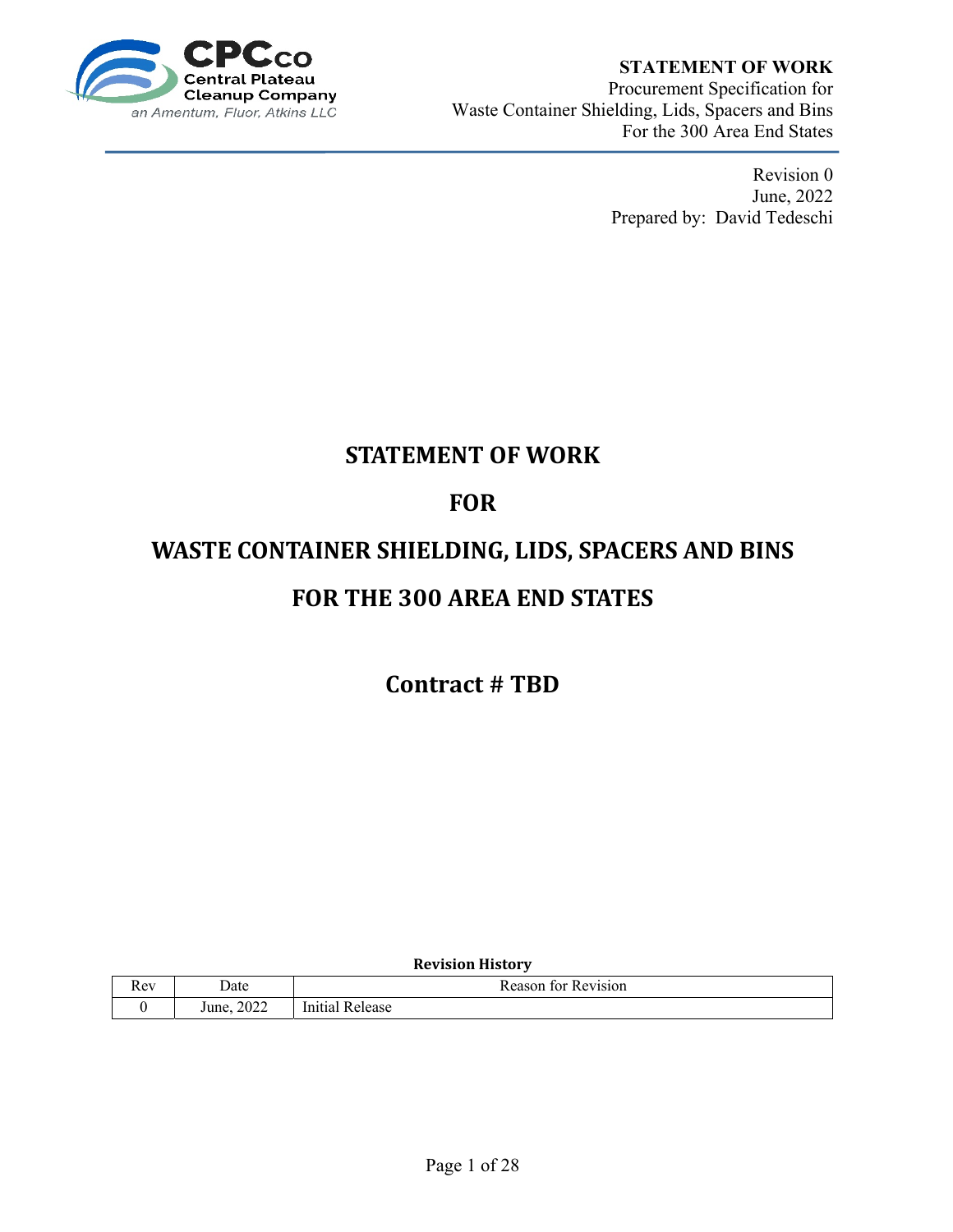CPCco
Central Plateau Cleanup Company
an Amentum, Fluor, Atkins LLC

**STATEMENT OF WORK**
Procurement Specification for
Waste Container Shielding, Lids, Spacers and Bins
For the 300 Area End States

Revision 0
June, 2022
Prepared by: David Tedeschi

# STATEMENT OF WORK

# FOR

# WASTE CONTAINER SHIELDING, LIDS, SPACERS AND BINS

# FOR THE 300 AREA END STATES

## Contract # TBD

**Revision History**

| Rev | Date | Reason for Revision |
|---|---|---|
| 0 | June, 2022 | Initial Release |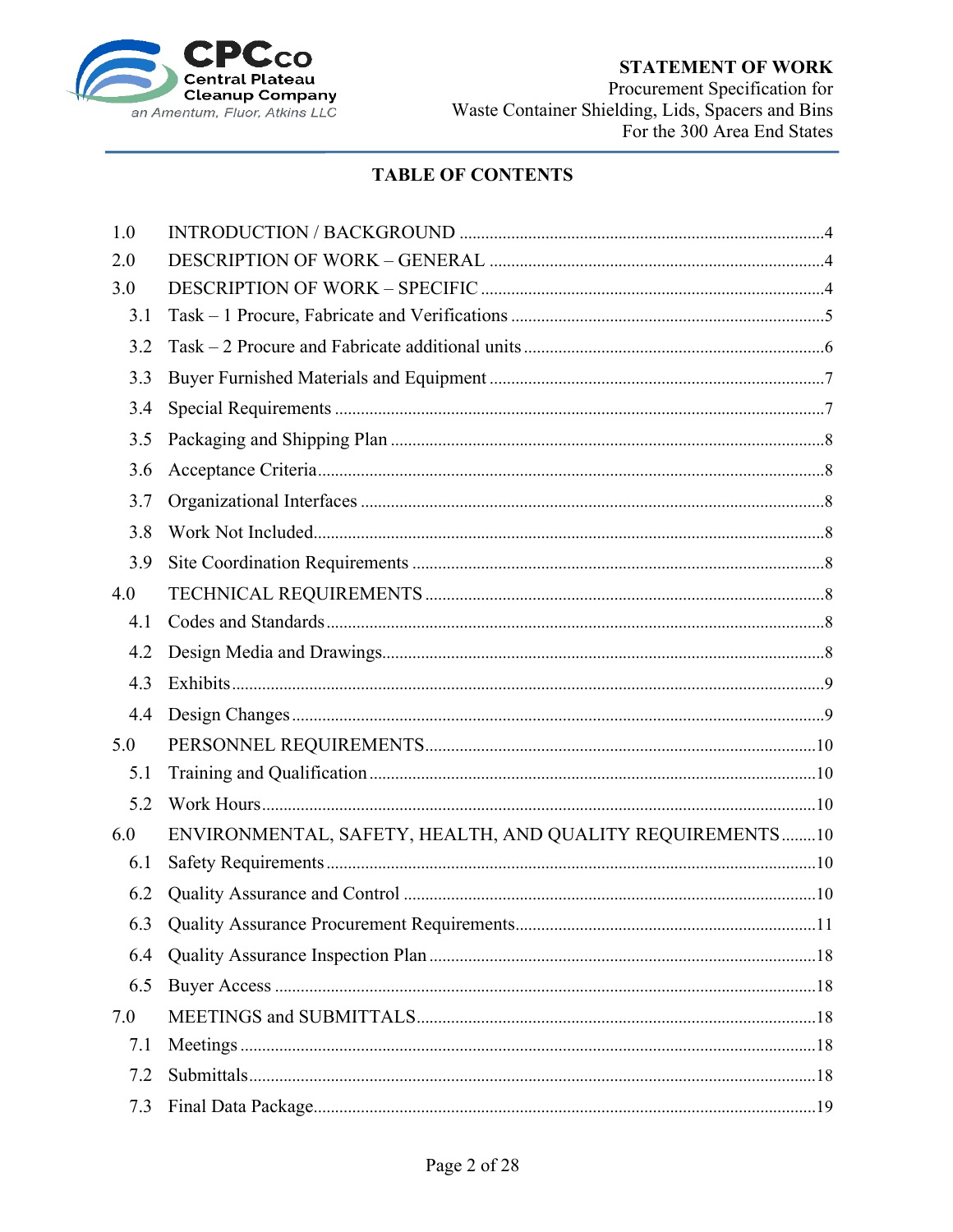## TABLE OF CONTENTS

| | | |
|---|---|---|
| 1.0 | INTRODUCTION / BACKGROUND | 4 |
| 2.0 | DESCRIPTION OF WORK – GENERAL | 4 |
| 3.0 | DESCRIPTION OF WORK – SPECIFIC | 4 |
| 3.1 | Task – 1 Procure, Fabricate and Verifications | 5 |
| 3.2 | Task – 2 Procure and Fabricate additional units | 6 |
| 3.3 | Buyer Furnished Materials and Equipment | 7 |
| 3.4 | Special Requirements | 7 |
| 3.5 | Packaging and Shipping Plan | 8 |
| 3.6 | Acceptance Criteria | 8 |
| 3.7 | Organizational Interfaces | 8 |
| 3.8 | Work Not Included | 8 |
| 3.9 | Site Coordination Requirements | 8 |
| 4.0 | TECHNICAL REQUIREMENTS | 8 |
| 4.1 | Codes and Standards | 8 |
| 4.2 | Design Media and Drawings | 8 |
| 4.3 | Exhibits | 9 |
| 4.4 | Design Changes | 9 |
| 5.0 | PERSONNEL REQUIREMENTS | 10 |
| 5.1 | Training and Qualification | 10 |
| 5.2 | Work Hours | 10 |
| 6.0 | ENVIRONMENTAL, SAFETY, HEALTH, AND QUALITY REQUIREMENTS | 10 |
| 6.1 | Safety Requirements | 10 |
| 6.2 | Quality Assurance and Control | 10 |
| 6.3 | Quality Assurance Procurement Requirements | 11 |
| 6.4 | Quality Assurance Inspection Plan | 18 |
| 6.5 | Buyer Access | 18 |
| 7.0 | MEETINGS and SUBMITTALS | 18 |
| 7.1 | Meetings | 18 |
| 7.2 | Submittals | 18 |
| 7.3 | Final Data Package | 19 |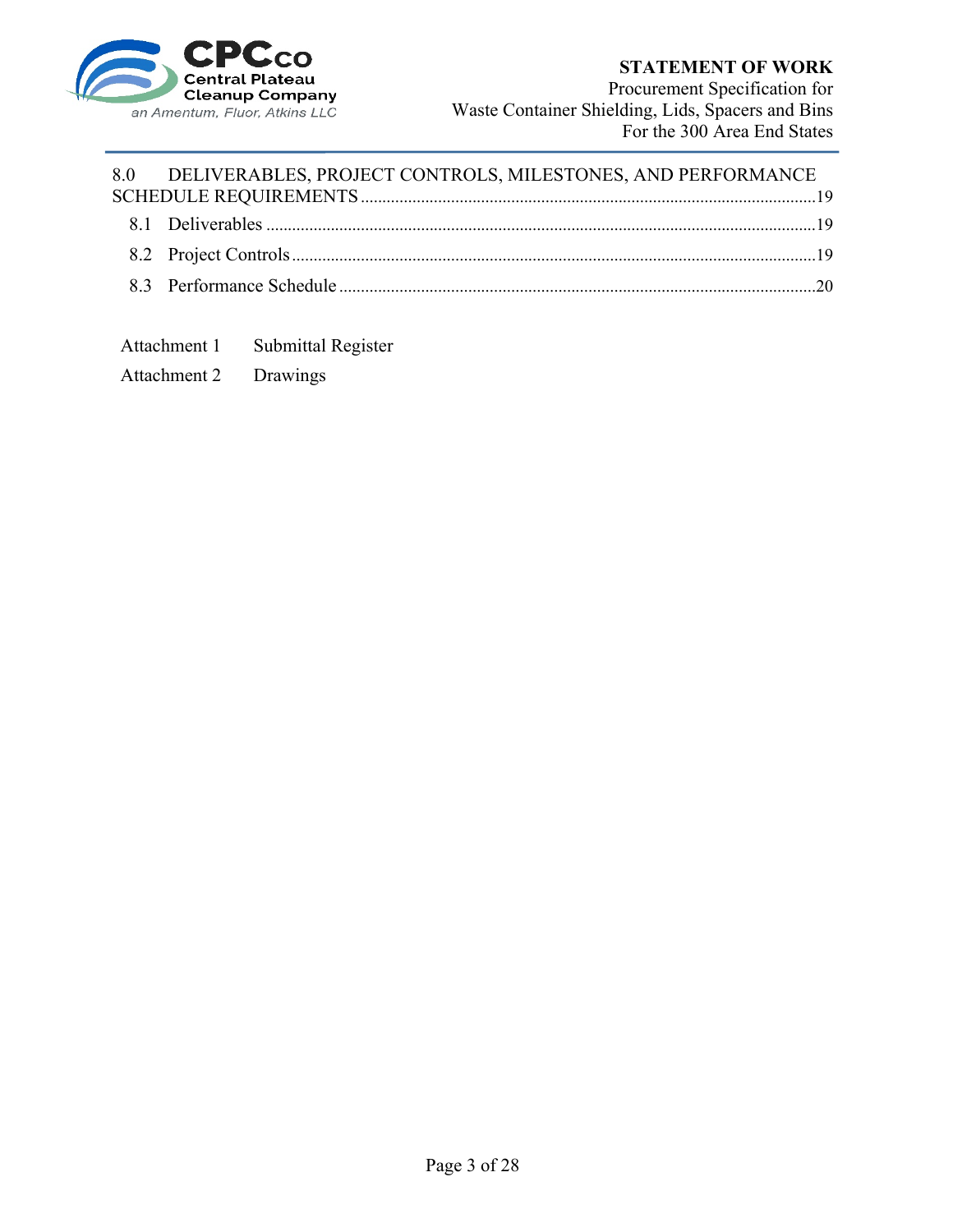8.0 DELIVERABLES, PROJECT CONTROLS, MILESTONES, AND PERFORMANCE SCHEDULE REQUIREMENTS ......... 19

- 8.1 Deliverables ......... 19
- 8.2 Project Controls ......... 19
- 8.3 Performance Schedule ......... 20

Attachment 1 Submittal Register

Attachment 2 Drawings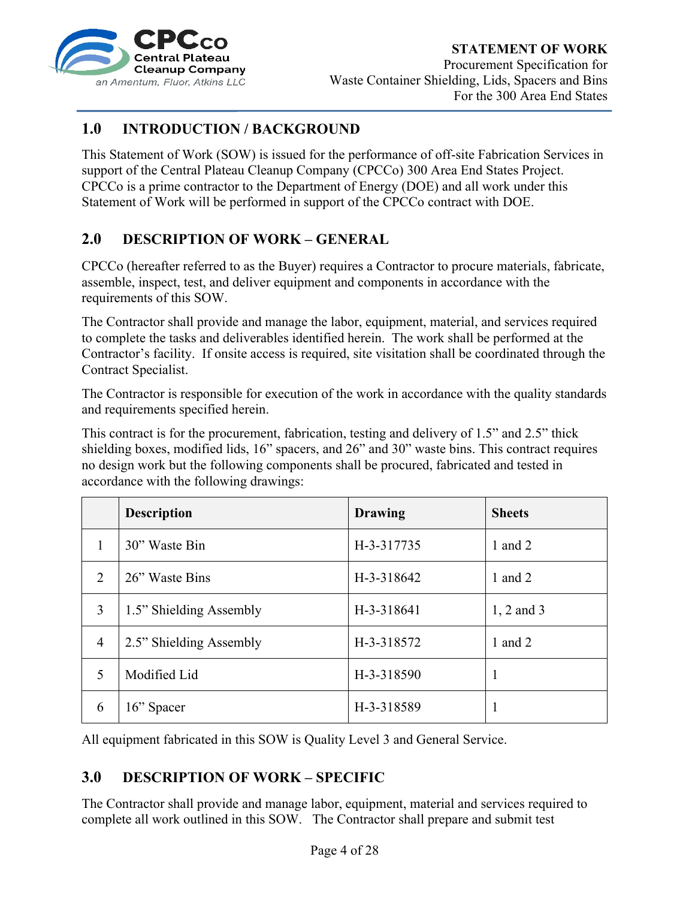## 1.0 INTRODUCTION / BACKGROUND

This Statement of Work (SOW) is issued for the performance of off-site Fabrication Services in support of the Central Plateau Cleanup Company (CPCCo) 300 Area End States Project. CPCCo is a prime contractor to the Department of Energy (DOE) and all work under this Statement of Work will be performed in support of the CPCCo contract with DOE.

## 2.0 DESCRIPTION OF WORK – GENERAL

CPCCo (hereafter referred to as the Buyer) requires a Contractor to procure materials, fabricate, assemble, inspect, test, and deliver equipment and components in accordance with the requirements of this SOW.

The Contractor shall provide and manage the labor, equipment, material, and services required to complete the tasks and deliverables identified herein. The work shall be performed at the Contractor's facility. If onsite access is required, site visitation shall be coordinated through the Contract Specialist.

The Contractor is responsible for execution of the work in accordance with the quality standards and requirements specified herein.

This contract is for the procurement, fabrication, testing and delivery of 1.5" and 2.5" thick shielding boxes, modified lids, 16" spacers, and 26" and 30" waste bins. This contract requires no design work but the following components shall be procured, fabricated and tested in accordance with the following drawings:

| | Description | Drawing | Sheets |
|---|---|---|---|
| 1 | 30" Waste Bin | H-3-317735 | 1 and 2 |
| 2 | 26" Waste Bins | H-3-318642 | 1 and 2 |
| 3 | 1.5" Shielding Assembly | H-3-318641 | 1, 2 and 3 |
| 4 | 2.5" Shielding Assembly | H-3-318572 | 1 and 2 |
| 5 | Modified Lid | H-3-318590 | 1 |
| 6 | 16" Spacer | H-3-318589 | 1 |

All equipment fabricated in this SOW is Quality Level 3 and General Service.

## 3.0 DESCRIPTION OF WORK – SPECIFIC

The Contractor shall provide and manage labor, equipment, material and services required to complete all work outlined in this SOW. The Contractor shall prepare and submit test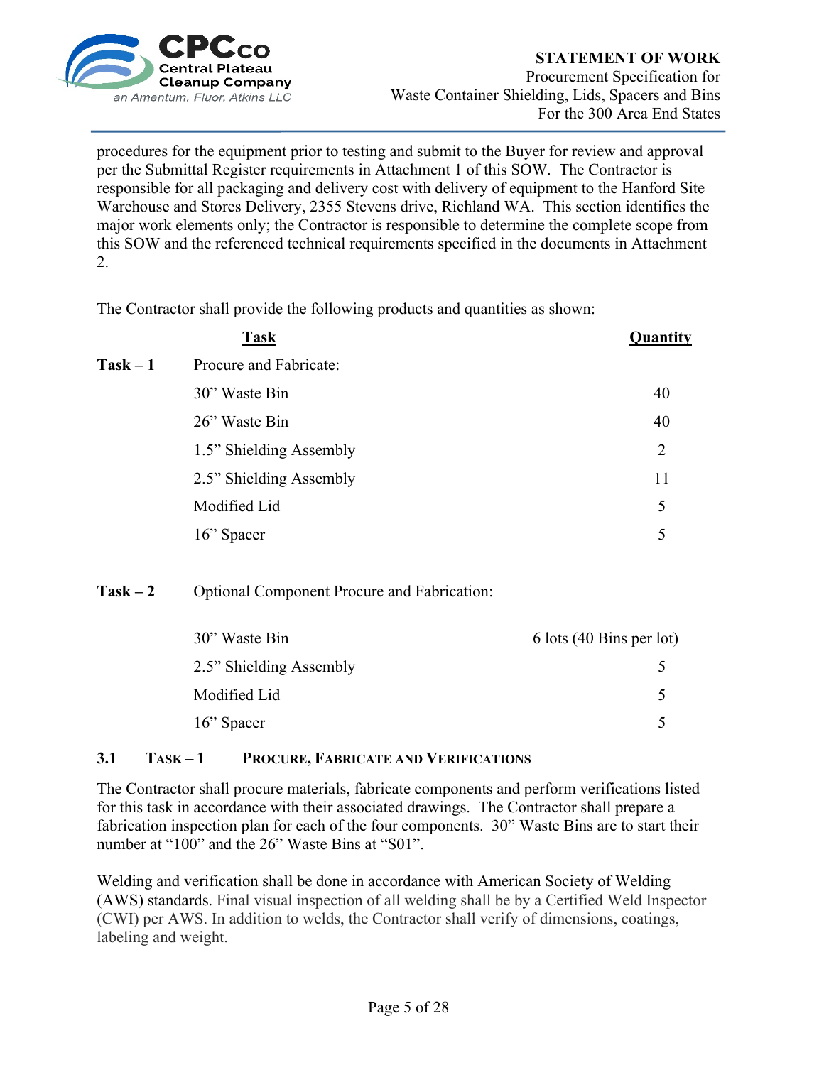procedures for the equipment prior to testing and submit to the Buyer for review and approval per the Submittal Register requirements in Attachment 1 of this SOW. The Contractor is responsible for all packaging and delivery cost with delivery of equipment to the Hanford Site Warehouse and Stores Delivery, 2355 Stevens drive, Richland WA. This section identifies the major work elements only; the Contractor is responsible to determine the complete scope from this SOW and the referenced technical requirements specified in the documents in Attachment 2.

The Contractor shall provide the following products and quantities as shown:

| | Task | Quantity |
|---|---|---|
| **Task – 1** | Procure and Fabricate: | |
| | 30" Waste Bin | 40 |
| | 26" Waste Bin | 40 |
| | 1.5" Shielding Assembly | 2 |
| | 2.5" Shielding Assembly | 11 |
| | Modified Lid | 5 |
| | 16" Spacer | 5 |
| **Task – 2** | Optional Component Procure and Fabrication: | |
| | 30" Waste Bin | 6 lots (40 Bins per lot) |
| | 2.5" Shielding Assembly | 5 |
| | Modified Lid | 5 |
| | 16" Spacer | 5 |

### 3.1 Task – 1 Procure, Fabricate and Verifications

The Contractor shall procure materials, fabricate components and perform verifications listed for this task in accordance with their associated drawings. The Contractor shall prepare a fabrication inspection plan for each of the four components. 30" Waste Bins are to start their number at "100" and the 26" Waste Bins at "S01".

Welding and verification shall be done in accordance with American Society of Welding (AWS) standards. Final visual inspection of all welding shall be by a Certified Weld Inspector (CWI) per AWS. In addition to welds, the Contractor shall verify of dimensions, coatings, labeling and weight.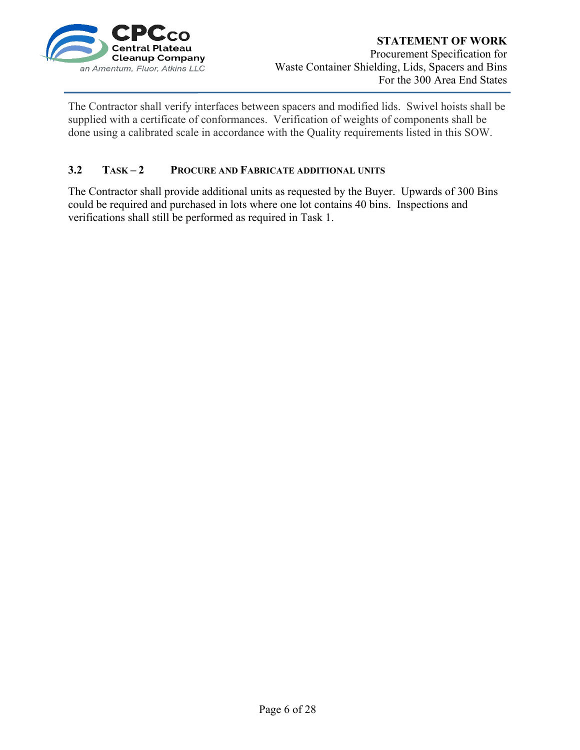The Contractor shall verify interfaces between spacers and modified lids. Swivel hoists shall be supplied with a certificate of conformances. Verification of weights of components shall be done using a calibrated scale in accordance with the Quality requirements listed in this SOW.

### 3.2 TASK – 2 PROCURE AND FABRICATE ADDITIONAL UNITS

The Contractor shall provide additional units as requested by the Buyer. Upwards of 300 Bins could be required and purchased in lots where one lot contains 40 bins. Inspections and verifications shall still be performed as required in Task 1.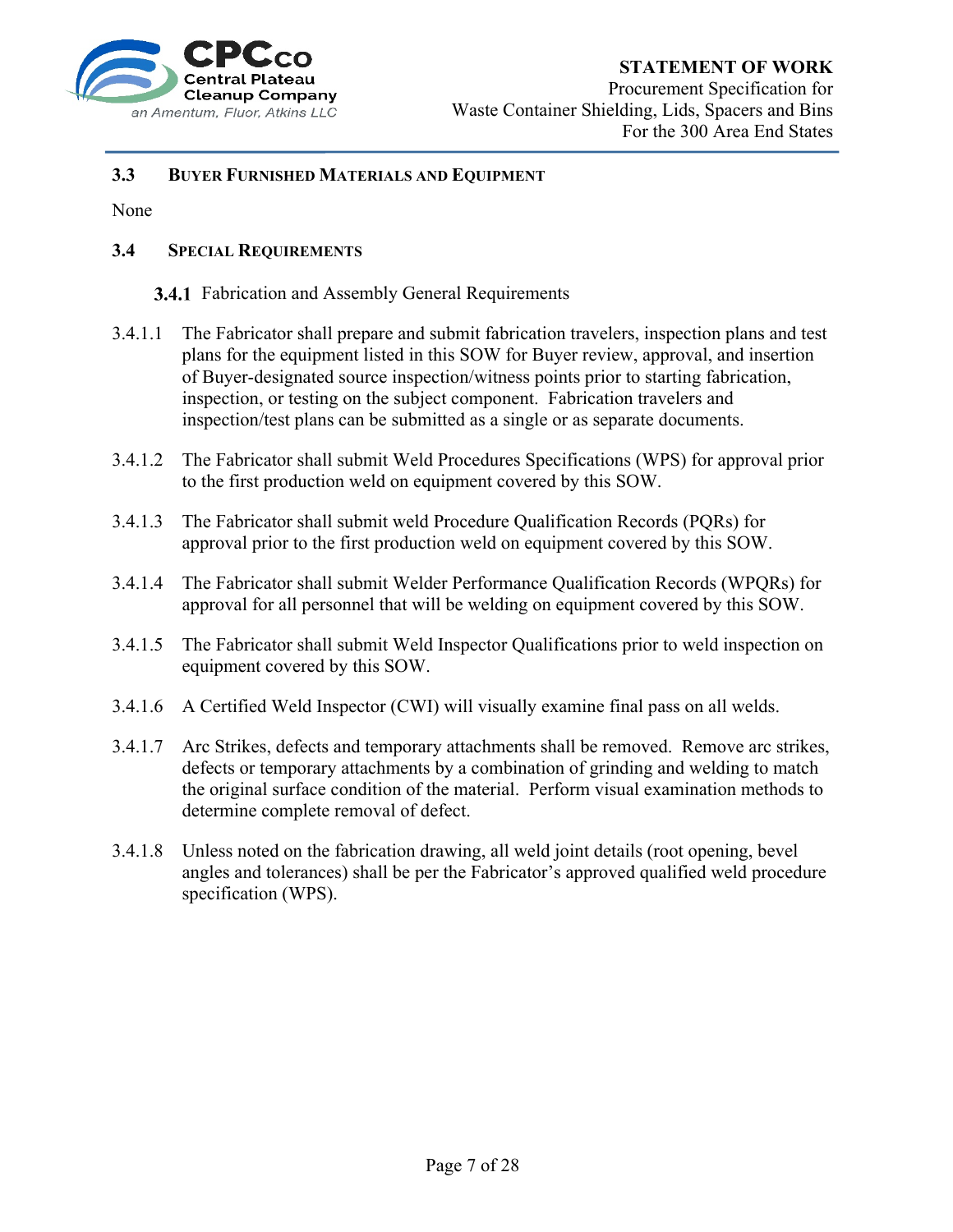## 3.3 Buyer Furnished Materials and Equipment

None

## 3.4 Special Requirements

### 3.4.1 Fabrication and Assembly General Requirements

3.4.1.1 The Fabricator shall prepare and submit fabrication travelers, inspection plans and test plans for the equipment listed in this SOW for Buyer review, approval, and insertion of Buyer-designated source inspection/witness points prior to starting fabrication, inspection, or testing on the subject component. Fabrication travelers and inspection/test plans can be submitted as a single or as separate documents.

3.4.1.2 The Fabricator shall submit Weld Procedures Specifications (WPS) for approval prior to the first production weld on equipment covered by this SOW.

3.4.1.3 The Fabricator shall submit weld Procedure Qualification Records (PQRs) for approval prior to the first production weld on equipment covered by this SOW.

3.4.1.4 The Fabricator shall submit Welder Performance Qualification Records (WPQRs) for approval for all personnel that will be welding on equipment covered by this SOW.

3.4.1.5 The Fabricator shall submit Weld Inspector Qualifications prior to weld inspection on equipment covered by this SOW.

3.4.1.6 A Certified Weld Inspector (CWI) will visually examine final pass on all welds.

3.4.1.7 Arc Strikes, defects and temporary attachments shall be removed. Remove arc strikes, defects or temporary attachments by a combination of grinding and welding to match the original surface condition of the material. Perform visual examination methods to determine complete removal of defect.

3.4.1.8 Unless noted on the fabrication drawing, all weld joint details (root opening, bevel angles and tolerances) shall be per the Fabricator's approved qualified weld procedure specification (WPS).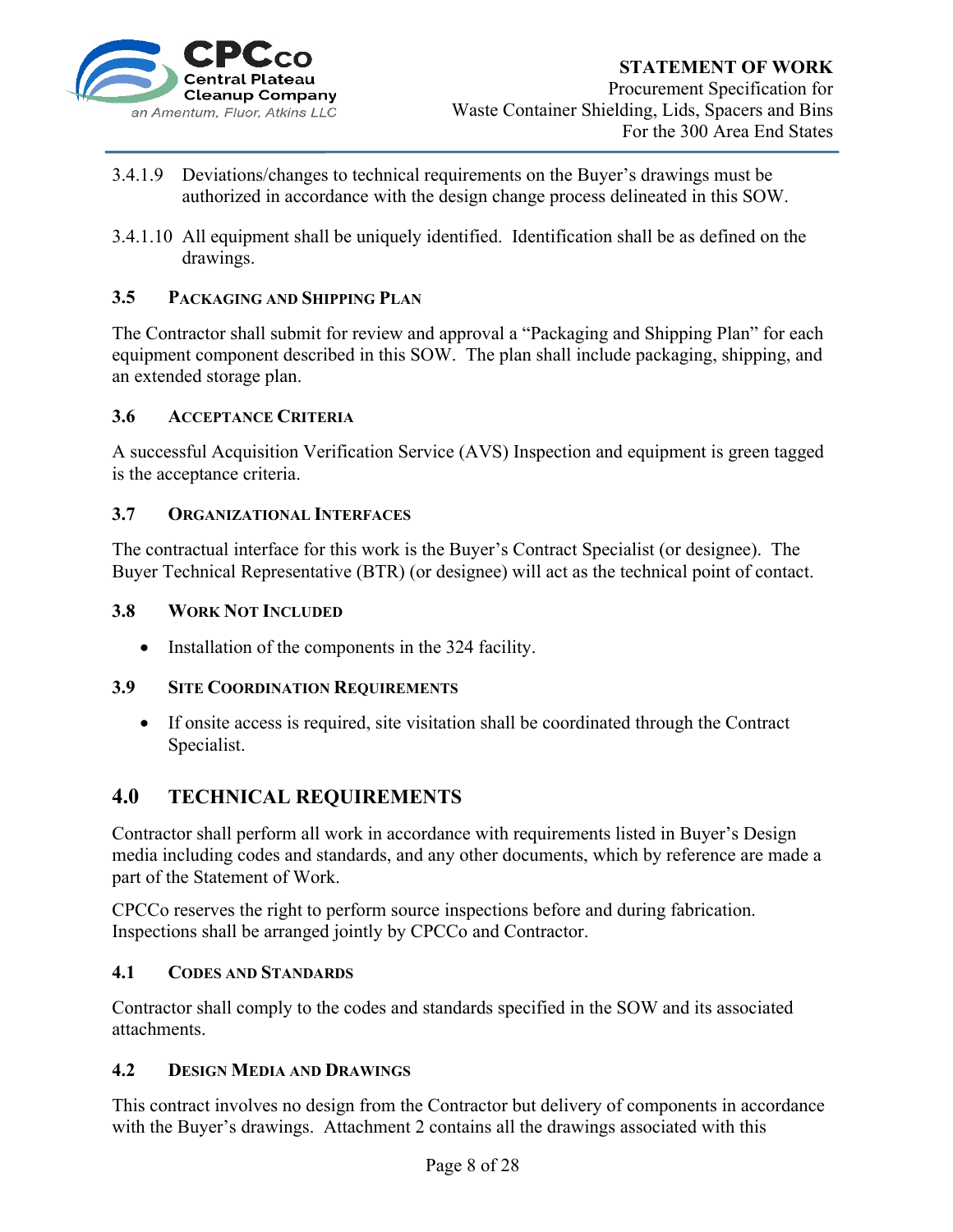3.4.1.9 Deviations/changes to technical requirements on the Buyer's drawings must be authorized in accordance with the design change process delineated in this SOW.

3.4.1.10 All equipment shall be uniquely identified. Identification shall be as defined on the drawings.

### 3.5 Packaging and Shipping Plan

The Contractor shall submit for review and approval a "Packaging and Shipping Plan" for each equipment component described in this SOW. The plan shall include packaging, shipping, and an extended storage plan.

### 3.6 Acceptance Criteria

A successful Acquisition Verification Service (AVS) Inspection and equipment is green tagged is the acceptance criteria.

### 3.7 Organizational Interfaces

The contractual interface for this work is the Buyer's Contract Specialist (or designee). The Buyer Technical Representative (BTR) (or designee) will act as the technical point of contact.

### 3.8 Work Not Included

- Installation of the components in the 324 facility.

### 3.9 Site Coordination Requirements

- If onsite access is required, site visitation shall be coordinated through the Contract Specialist.

## 4.0 TECHNICAL REQUIREMENTS

Contractor shall perform all work in accordance with requirements listed in Buyer's Design media including codes and standards, and any other documents, which by reference are made a part of the Statement of Work.

CPCCo reserves the right to perform source inspections before and during fabrication. Inspections shall be arranged jointly by CPCCo and Contractor.

### 4.1 Codes and Standards

Contractor shall comply to the codes and standards specified in the SOW and its associated attachments.

### 4.2 Design Media and Drawings

This contract involves no design from the Contractor but delivery of components in accordance with the Buyer's drawings. Attachment 2 contains all the drawings associated with this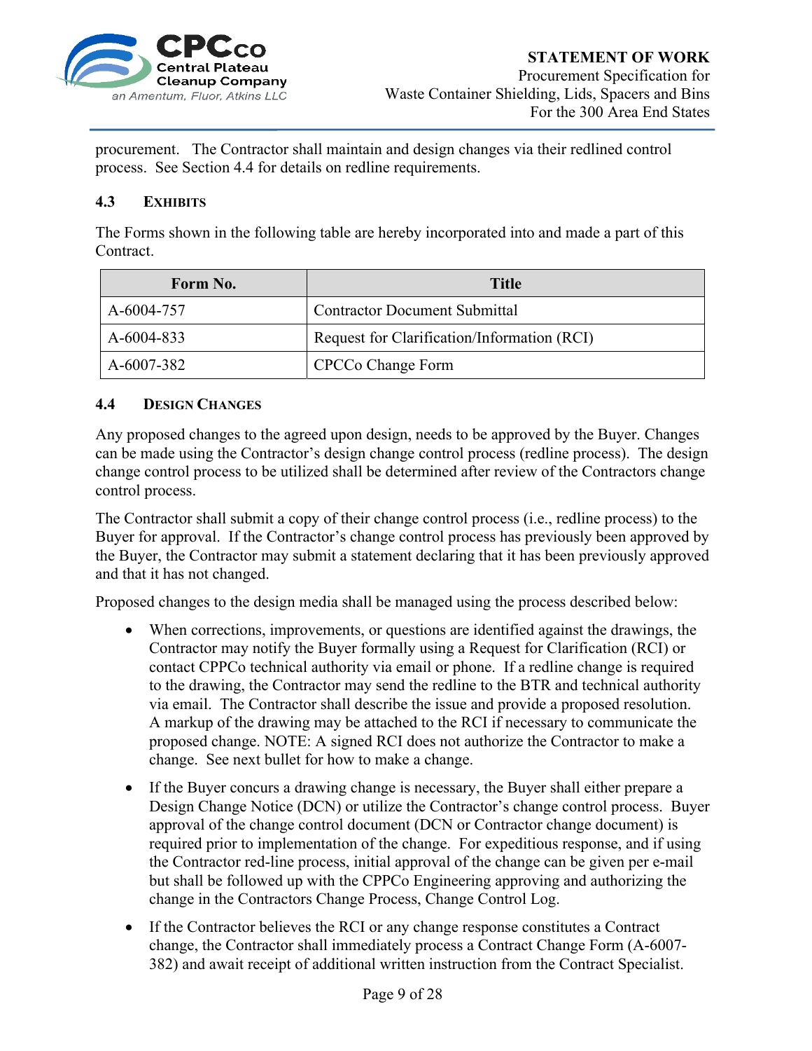procurement. The Contractor shall maintain and design changes via their redlined control process. See Section 4.4 for details on redline requirements.

### 4.3 EXHIBITS

The Forms shown in the following table are hereby incorporated into and made a part of this Contract.

| Form No. | Title |
|---|---|
| A-6004-757 | Contractor Document Submittal |
| A-6004-833 | Request for Clarification/Information (RCI) |
| A-6007-382 | CPCCo Change Form |

### 4.4 DESIGN CHANGES

Any proposed changes to the agreed upon design, needs to be approved by the Buyer. Changes can be made using the Contractor's design change control process (redline process). The design change control process to be utilized shall be determined after review of the Contractors change control process.

The Contractor shall submit a copy of their change control process (i.e., redline process) to the Buyer for approval. If the Contractor's change control process has previously been approved by the Buyer, the Contractor may submit a statement declaring that it has been previously approved and that it has not changed.

Proposed changes to the design media shall be managed using the process described below:

- When corrections, improvements, or questions are identified against the drawings, the Contractor may notify the Buyer formally using a Request for Clarification (RCI) or contact CPPCo technical authority via email or phone. If a redline change is required to the drawing, the Contractor may send the redline to the BTR and technical authority via email. The Contractor shall describe the issue and provide a proposed resolution. A markup of the drawing may be attached to the RCI if necessary to communicate the proposed change. NOTE: A signed RCI does not authorize the Contractor to make a change. See next bullet for how to make a change.
- If the Buyer concurs a drawing change is necessary, the Buyer shall either prepare a Design Change Notice (DCN) or utilize the Contractor's change control process. Buyer approval of the change control document (DCN or Contractor change document) is required prior to implementation of the change. For expeditious response, and if using the Contractor red-line process, initial approval of the change can be given per e-mail but shall be followed up with the CPPCo Engineering approving and authorizing the change in the Contractors Change Process, Change Control Log.
- If the Contractor believes the RCI or any change response constitutes a Contract change, the Contractor shall immediately process a Contract Change Form (A-6007-382) and await receipt of additional written instruction from the Contract Specialist.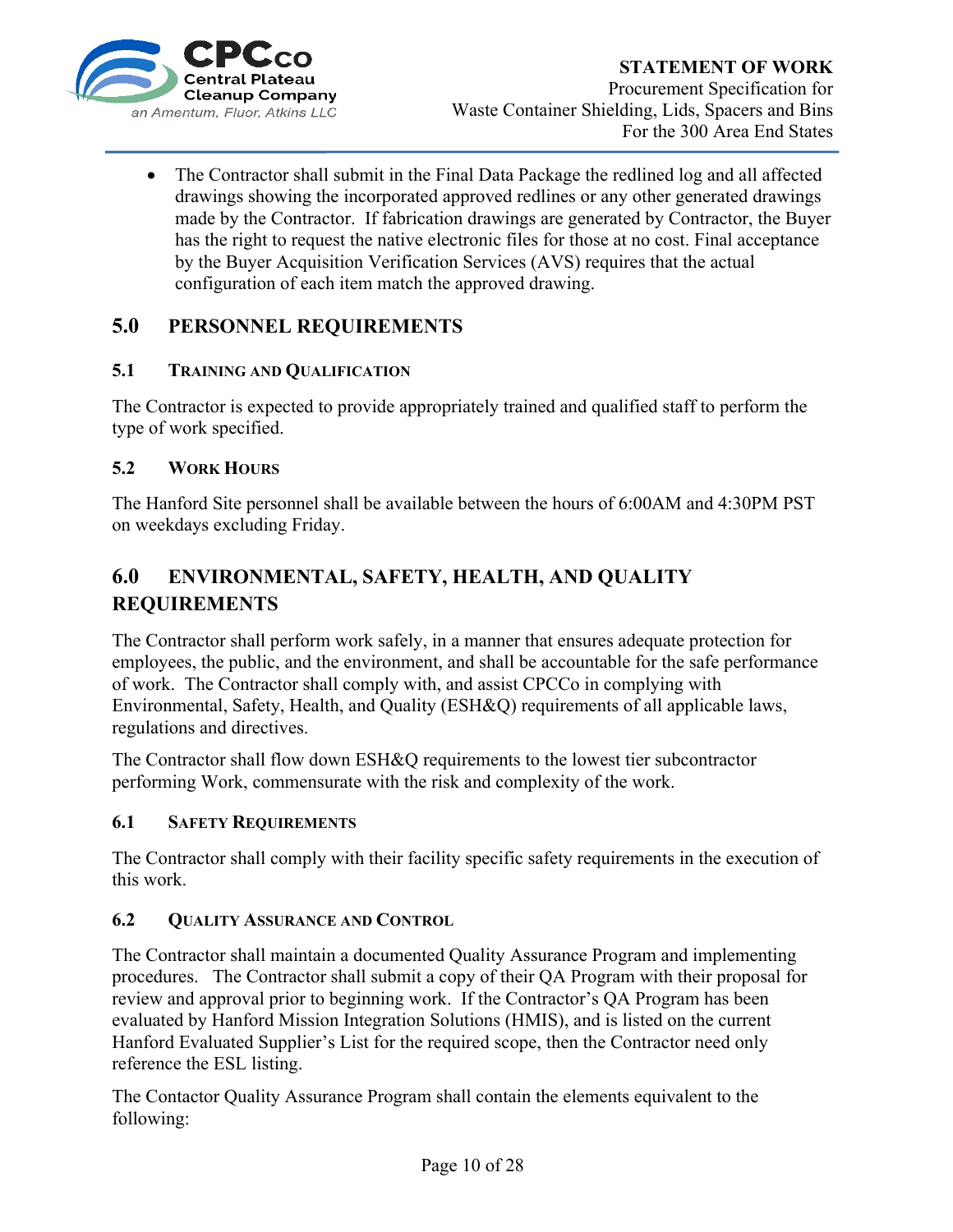- The Contractor shall submit in the Final Data Package the redlined log and all affected drawings showing the incorporated approved redlines or any other generated drawings made by the Contractor. If fabrication drawings are generated by Contractor, the Buyer has the right to request the native electronic files for those at no cost. Final acceptance by the Buyer Acquisition Verification Services (AVS) requires that the actual configuration of each item match the approved drawing.

# 5.0 PERSONNEL REQUIREMENTS

## 5.1 Training and Qualification

The Contractor is expected to provide appropriately trained and qualified staff to perform the type of work specified.

## 5.2 Work Hours

The Hanford Site personnel shall be available between the hours of 6:00AM and 4:30PM PST on weekdays excluding Friday.

# 6.0 ENVIRONMENTAL, SAFETY, HEALTH, AND QUALITY REQUIREMENTS

The Contractor shall perform work safely, in a manner that ensures adequate protection for employees, the public, and the environment, and shall be accountable for the safe performance of work. The Contractor shall comply with, and assist CPCCo in complying with Environmental, Safety, Health, and Quality (ESH&Q) requirements of all applicable laws, regulations and directives.

The Contractor shall flow down ESH&Q requirements to the lowest tier subcontractor performing Work, commensurate with the risk and complexity of the work.

## 6.1 Safety Requirements

The Contractor shall comply with their facility specific safety requirements in the execution of this work.

## 6.2 Quality Assurance and Control

The Contractor shall maintain a documented Quality Assurance Program and implementing procedures. The Contractor shall submit a copy of their QA Program with their proposal for review and approval prior to beginning work. If the Contractor's QA Program has been evaluated by Hanford Mission Integration Solutions (HMIS), and is listed on the current Hanford Evaluated Supplier's List for the required scope, then the Contractor need only reference the ESL listing.

The Contactor Quality Assurance Program shall contain the elements equivalent to the following: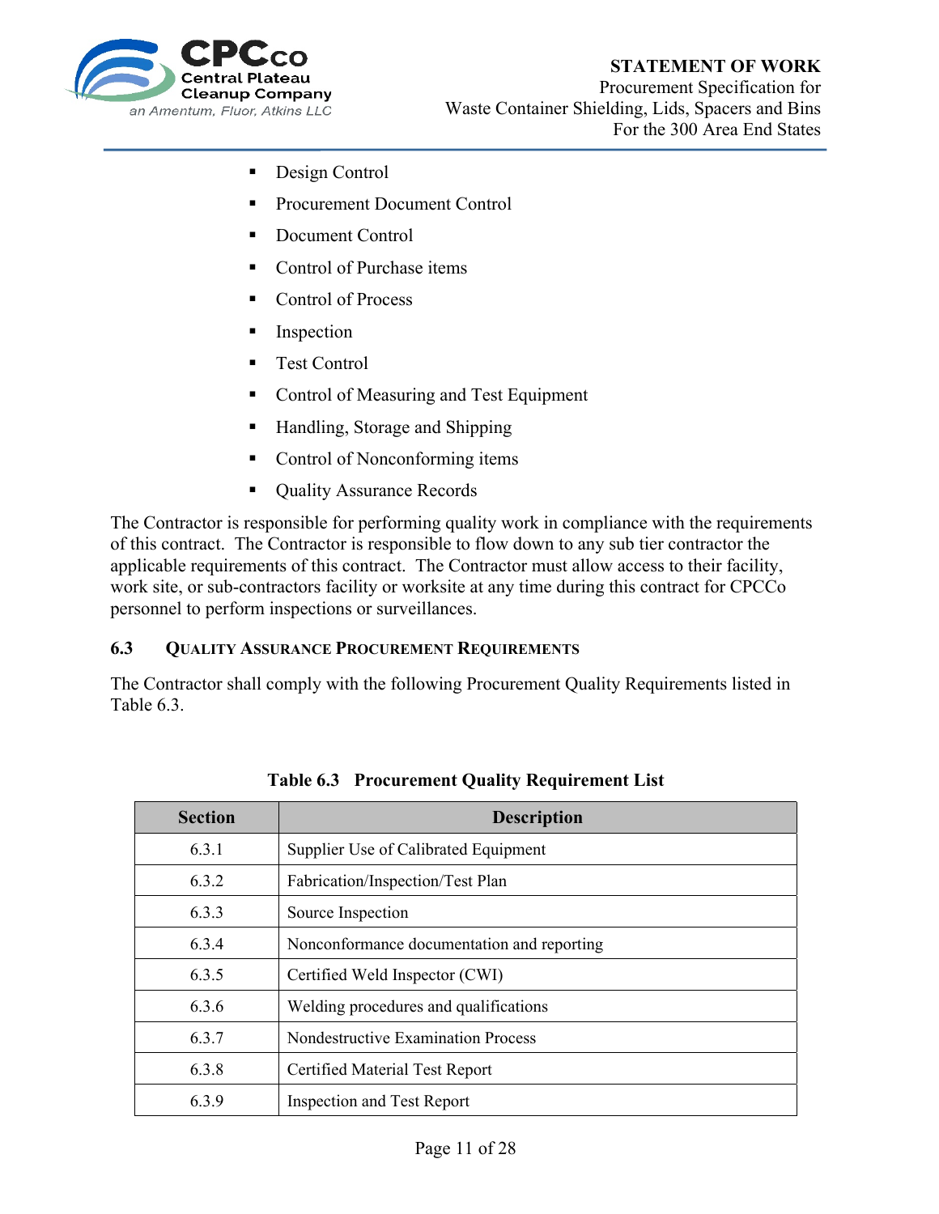- Design Control
- Procurement Document Control
- Document Control
- Control of Purchase items
- Control of Process
- Inspection
- Test Control
- Control of Measuring and Test Equipment
- Handling, Storage and Shipping
- Control of Nonconforming items
- Quality Assurance Records

The Contractor is responsible for performing quality work in compliance with the requirements of this contract. The Contractor is responsible to flow down to any sub tier contractor the applicable requirements of this contract. The Contractor must allow access to their facility, work site, or sub-contractors facility or worksite at any time during this contract for CPCCo personnel to perform inspections or surveillances.

### 6.3 Quality Assurance Procurement Requirements

The Contractor shall comply with the following Procurement Quality Requirements listed in Table 6.3.

**Table 6.3 Procurement Quality Requirement List**

| Section | Description |
| --- | --- |
| 6.3.1 | Supplier Use of Calibrated Equipment |
| 6.3.2 | Fabrication/Inspection/Test Plan |
| 6.3.3 | Source Inspection |
| 6.3.4 | Nonconformance documentation and reporting |
| 6.3.5 | Certified Weld Inspector (CWI) |
| 6.3.6 | Welding procedures and qualifications |
| 6.3.7 | Nondestructive Examination Process |
| 6.3.8 | Certified Material Test Report |
| 6.3.9 | Inspection and Test Report |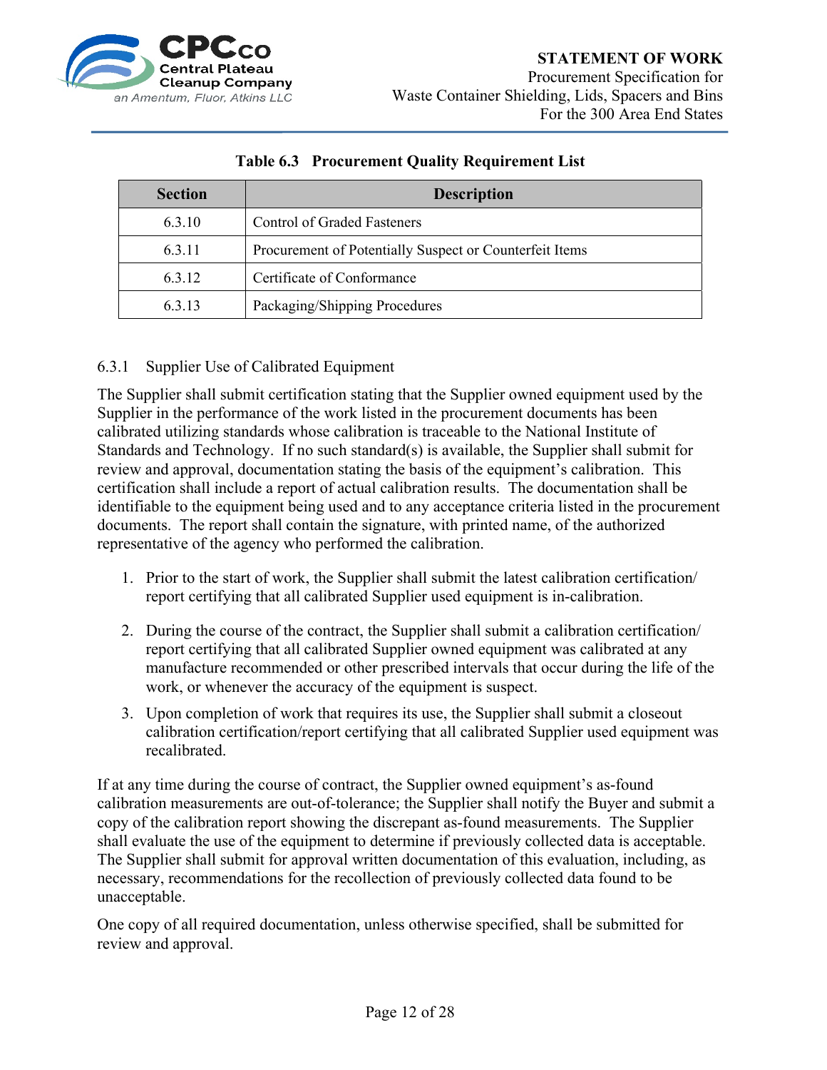**Table 6.3 Procurement Quality Requirement List**

| Section | Description |
|---|---|
| 6.3.10 | Control of Graded Fasteners |
| 6.3.11 | Procurement of Potentially Suspect or Counterfeit Items |
| 6.3.12 | Certificate of Conformance |
| 6.3.13 | Packaging/Shipping Procedures |

### 6.3.1 Supplier Use of Calibrated Equipment

The Supplier shall submit certification stating that the Supplier owned equipment used by the Supplier in the performance of the work listed in the procurement documents has been calibrated utilizing standards whose calibration is traceable to the National Institute of Standards and Technology. If no such standard(s) is available, the Supplier shall submit for review and approval, documentation stating the basis of the equipment's calibration. This certification shall include a report of actual calibration results. The documentation shall be identifiable to the equipment being used and to any acceptance criteria listed in the procurement documents. The report shall contain the signature, with printed name, of the authorized representative of the agency who performed the calibration.

1. Prior to the start of work, the Supplier shall submit the latest calibration certification/ report certifying that all calibrated Supplier used equipment is in-calibration.

2. During the course of the contract, the Supplier shall submit a calibration certification/ report certifying that all calibrated Supplier owned equipment was calibrated at any manufacture recommended or other prescribed intervals that occur during the life of the work, or whenever the accuracy of the equipment is suspect.

3. Upon completion of work that requires its use, the Supplier shall submit a closeout calibration certification/report certifying that all calibrated Supplier used equipment was recalibrated.

If at any time during the course of contract, the Supplier owned equipment's as-found calibration measurements are out-of-tolerance; the Supplier shall notify the Buyer and submit a copy of the calibration report showing the discrepant as-found measurements. The Supplier shall evaluate the use of the equipment to determine if previously collected data is acceptable. The Supplier shall submit for approval written documentation of this evaluation, including, as necessary, recommendations for the recollection of previously collected data found to be unacceptable.

One copy of all required documentation, unless otherwise specified, shall be submitted for review and approval.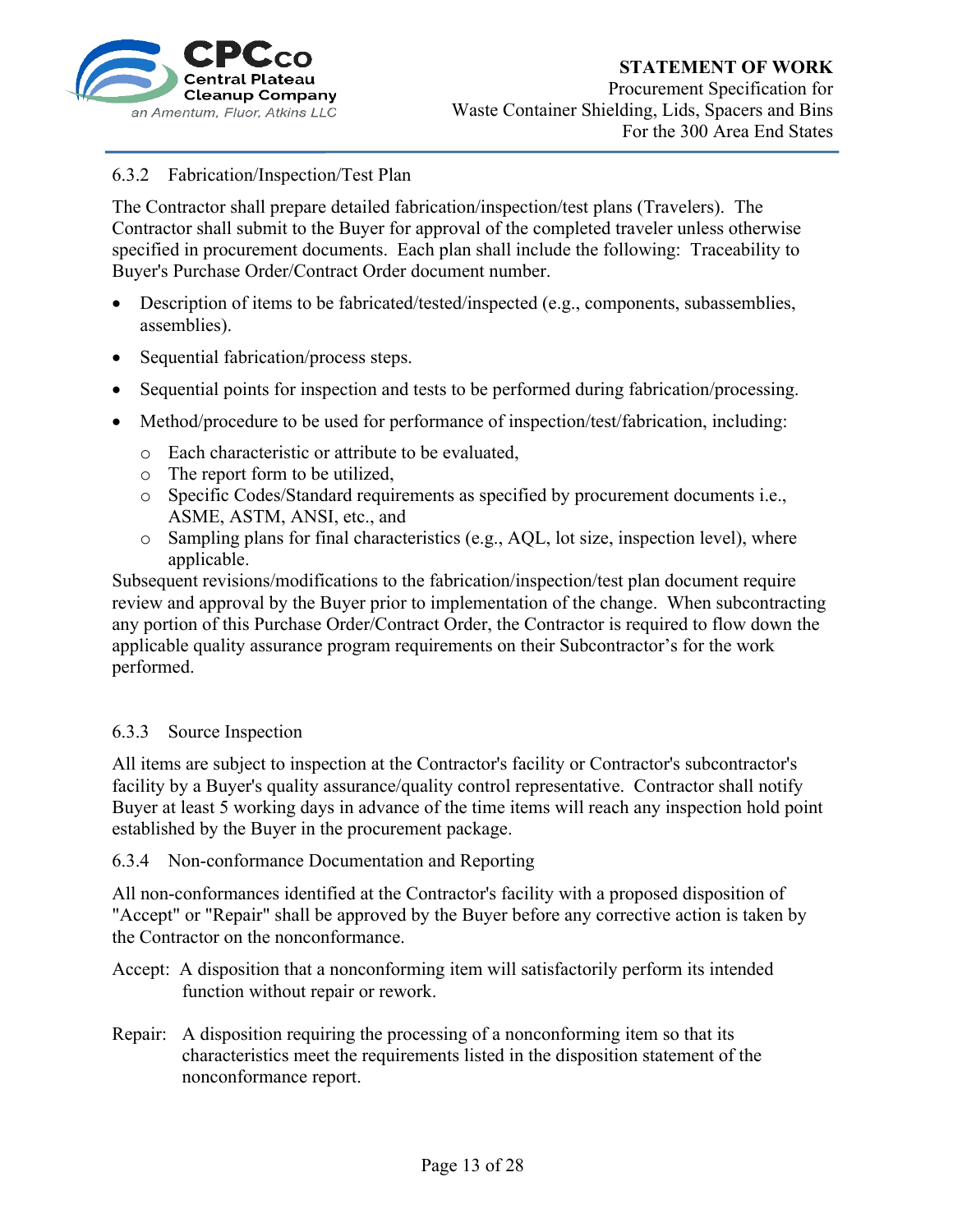### 6.3.2 Fabrication/Inspection/Test Plan

The Contractor shall prepare detailed fabrication/inspection/test plans (Travelers). The Contractor shall submit to the Buyer for approval of the completed traveler unless otherwise specified in procurement documents. Each plan shall include the following: Traceability to Buyer's Purchase Order/Contract Order document number.

- Description of items to be fabricated/tested/inspected (e.g., components, subassemblies, assemblies).
- Sequential fabrication/process steps.
- Sequential points for inspection and tests to be performed during fabrication/processing.
- Method/procedure to be used for performance of inspection/test/fabrication, including:
  - Each characteristic or attribute to be evaluated,
  - The report form to be utilized,
  - Specific Codes/Standard requirements as specified by procurement documents i.e., ASME, ASTM, ANSI, etc., and
  - Sampling plans for final characteristics (e.g., AQL, lot size, inspection level), where applicable.

Subsequent revisions/modifications to the fabrication/inspection/test plan document require review and approval by the Buyer prior to implementation of the change. When subcontracting any portion of this Purchase Order/Contract Order, the Contractor is required to flow down the applicable quality assurance program requirements on their Subcontractor's for the work performed.

### 6.3.3 Source Inspection

All items are subject to inspection at the Contractor's facility or Contractor's subcontractor's facility by a Buyer's quality assurance/quality control representative. Contractor shall notify Buyer at least 5 working days in advance of the time items will reach any inspection hold point established by the Buyer in the procurement package.

### 6.3.4 Non-conformance Documentation and Reporting

All non-conformances identified at the Contractor's facility with a proposed disposition of "Accept" or "Repair" shall be approved by the Buyer before any corrective action is taken by the Contractor on the nonconformance.

Accept: A disposition that a nonconforming item will satisfactorily perform its intended function without repair or rework.

Repair: A disposition requiring the processing of a nonconforming item so that its characteristics meet the requirements listed in the disposition statement of the nonconformance report.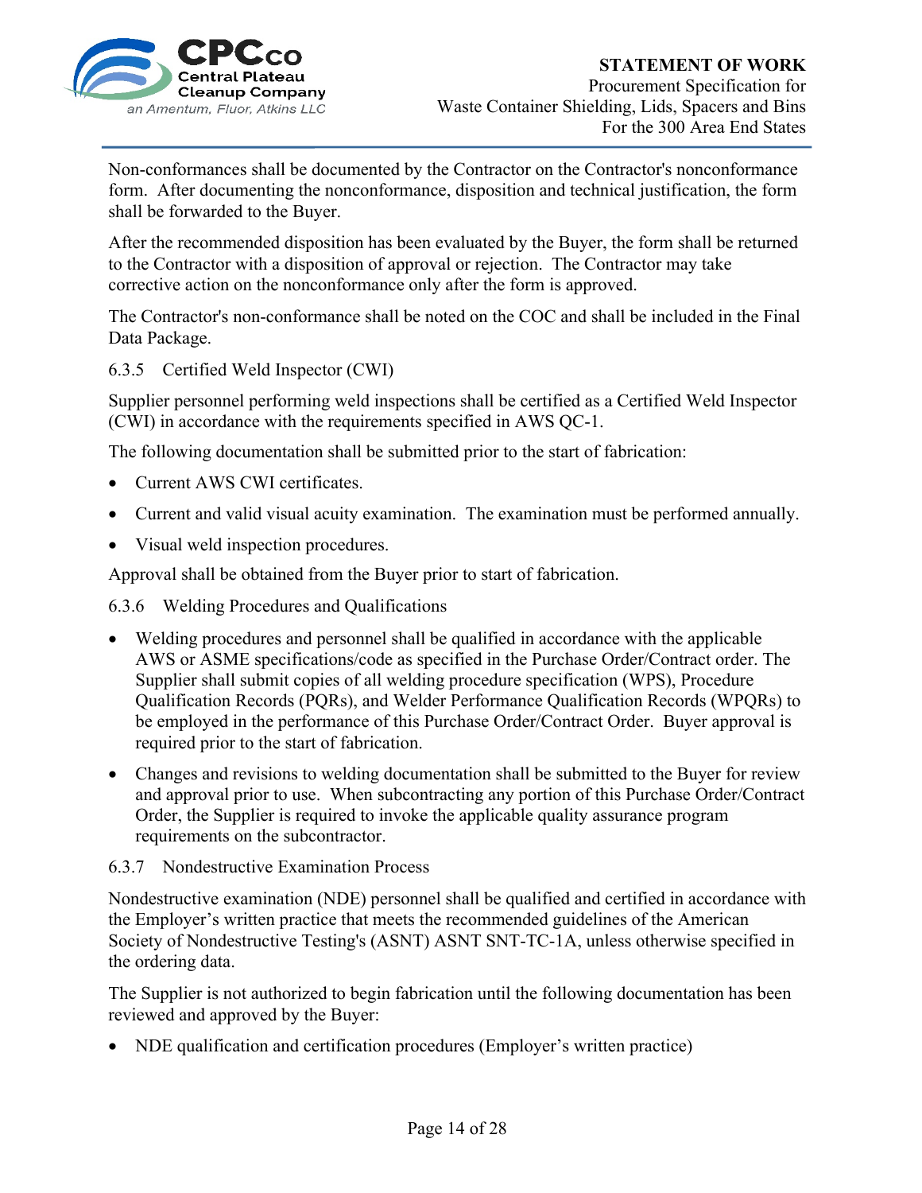Non-conformances shall be documented by the Contractor on the Contractor's nonconformance form. After documenting the nonconformance, disposition and technical justification, the form shall be forwarded to the Buyer.

After the recommended disposition has been evaluated by the Buyer, the form shall be returned to the Contractor with a disposition of approval or rejection. The Contractor may take corrective action on the nonconformance only after the form is approved.

The Contractor's non-conformance shall be noted on the COC and shall be included in the Final Data Package.

#### 6.3.5 Certified Weld Inspector (CWI)

Supplier personnel performing weld inspections shall be certified as a Certified Weld Inspector (CWI) in accordance with the requirements specified in AWS QC-1.

The following documentation shall be submitted prior to the start of fabrication:

- Current AWS CWI certificates.
- Current and valid visual acuity examination. The examination must be performed annually.
- Visual weld inspection procedures.

Approval shall be obtained from the Buyer prior to start of fabrication.

#### 6.3.6 Welding Procedures and Qualifications

- Welding procedures and personnel shall be qualified in accordance with the applicable AWS or ASME specifications/code as specified in the Purchase Order/Contract order. The Supplier shall submit copies of all welding procedure specification (WPS), Procedure Qualification Records (PQRs), and Welder Performance Qualification Records (WPQRs) to be employed in the performance of this Purchase Order/Contract Order. Buyer approval is required prior to the start of fabrication.
- Changes and revisions to welding documentation shall be submitted to the Buyer for review and approval prior to use. When subcontracting any portion of this Purchase Order/Contract Order, the Supplier is required to invoke the applicable quality assurance program requirements on the subcontractor.

#### 6.3.7 Nondestructive Examination Process

Nondestructive examination (NDE) personnel shall be qualified and certified in accordance with the Employer's written practice that meets the recommended guidelines of the American Society of Nondestructive Testing's (ASNT) ASNT SNT-TC-1A, unless otherwise specified in the ordering data.

The Supplier is not authorized to begin fabrication until the following documentation has been reviewed and approved by the Buyer:

- NDE qualification and certification procedures (Employer's written practice)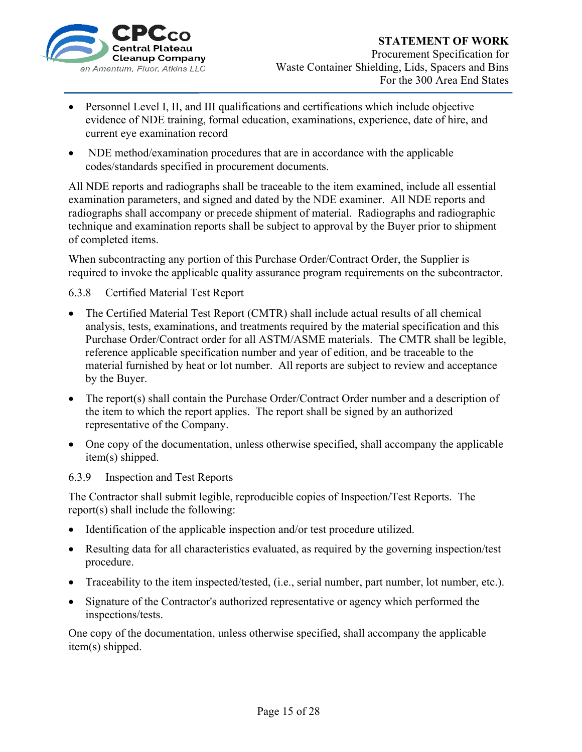- Personnel Level I, II, and III qualifications and certifications which include objective evidence of NDE training, formal education, examinations, experience, date of hire, and current eye examination record
- NDE method/examination procedures that are in accordance with the applicable codes/standards specified in procurement documents.

All NDE reports and radiographs shall be traceable to the item examined, include all essential examination parameters, and signed and dated by the NDE examiner. All NDE reports and radiographs shall accompany or precede shipment of material. Radiographs and radiographic technique and examination reports shall be subject to approval by the Buyer prior to shipment of completed items.

When subcontracting any portion of this Purchase Order/Contract Order, the Supplier is required to invoke the applicable quality assurance program requirements on the subcontractor.

#### 6.3.8 Certified Material Test Report

- The Certified Material Test Report (CMTR) shall include actual results of all chemical analysis, tests, examinations, and treatments required by the material specification and this Purchase Order/Contract order for all ASTM/ASME materials. The CMTR shall be legible, reference applicable specification number and year of edition, and be traceable to the material furnished by heat or lot number. All reports are subject to review and acceptance by the Buyer.
- The report(s) shall contain the Purchase Order/Contract Order number and a description of the item to which the report applies. The report shall be signed by an authorized representative of the Company.
- One copy of the documentation, unless otherwise specified, shall accompany the applicable item(s) shipped.

#### 6.3.9 Inspection and Test Reports

The Contractor shall submit legible, reproducible copies of Inspection/Test Reports. The report(s) shall include the following:

- Identification of the applicable inspection and/or test procedure utilized.
- Resulting data for all characteristics evaluated, as required by the governing inspection/test procedure.
- Traceability to the item inspected/tested, (i.e., serial number, part number, lot number, etc.).
- Signature of the Contractor's authorized representative or agency which performed the inspections/tests.

One copy of the documentation, unless otherwise specified, shall accompany the applicable item(s) shipped.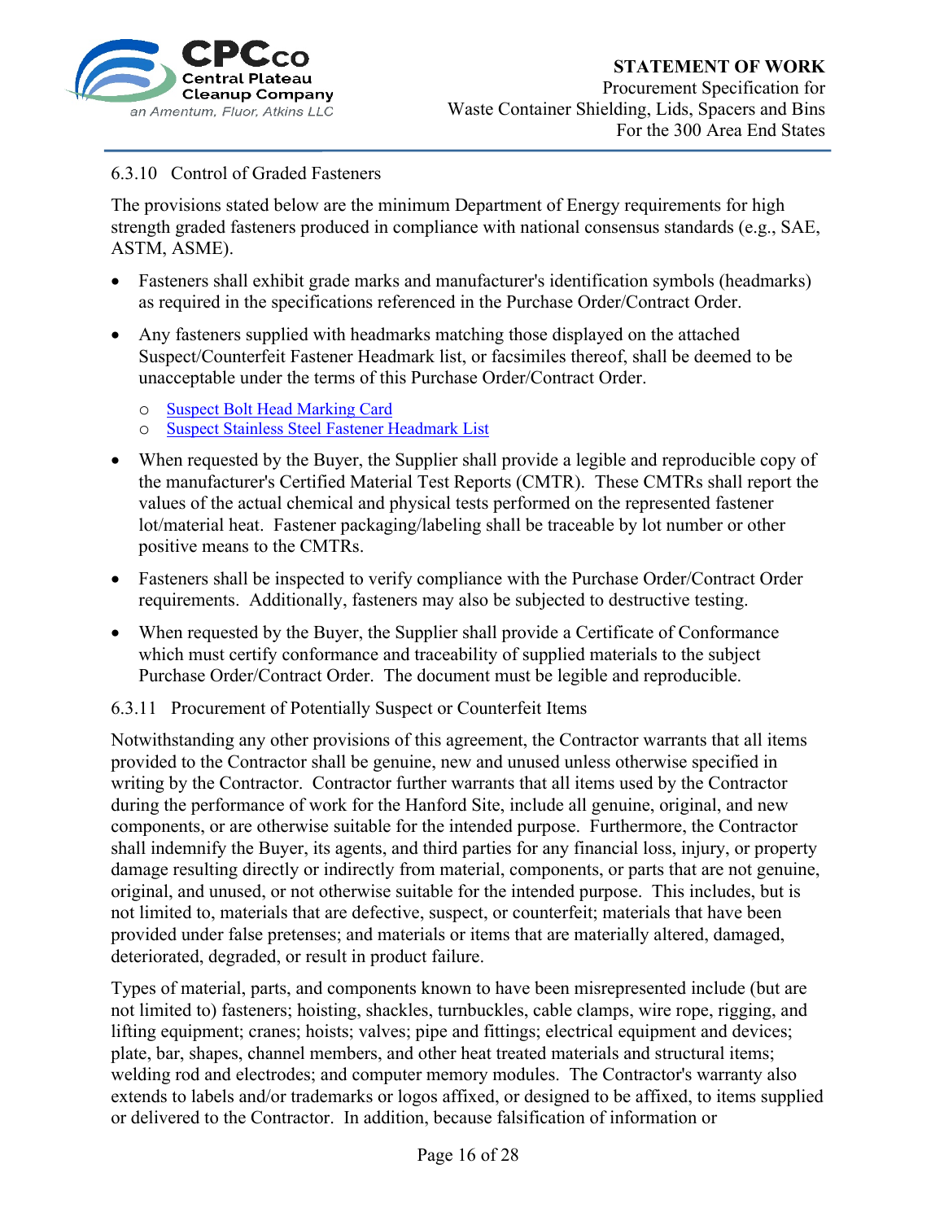### 6.3.10 Control of Graded Fasteners

The provisions stated below are the minimum Department of Energy requirements for high strength graded fasteners produced in compliance with national consensus standards (e.g., SAE, ASTM, ASME).

- Fasteners shall exhibit grade marks and manufacturer's identification symbols (headmarks) as required in the specifications referenced in the Purchase Order/Contract Order.
- Any fasteners supplied with headmarks matching those displayed on the attached Suspect/Counterfeit Fastener Headmark list, or facsimiles thereof, shall be deemed to be unacceptable under the terms of this Purchase Order/Contract Order.
  - Suspect Bolt Head Marking Card
  - Suspect Stainless Steel Fastener Headmark List
- When requested by the Buyer, the Supplier shall provide a legible and reproducible copy of the manufacturer's Certified Material Test Reports (CMTR). These CMTRs shall report the values of the actual chemical and physical tests performed on the represented fastener lot/material heat. Fastener packaging/labeling shall be traceable by lot number or other positive means to the CMTRs.
- Fasteners shall be inspected to verify compliance with the Purchase Order/Contract Order requirements. Additionally, fasteners may also be subjected to destructive testing.
- When requested by the Buyer, the Supplier shall provide a Certificate of Conformance which must certify conformance and traceability of supplied materials to the subject Purchase Order/Contract Order. The document must be legible and reproducible.

### 6.3.11 Procurement of Potentially Suspect or Counterfeit Items

Notwithstanding any other provisions of this agreement, the Contractor warrants that all items provided to the Contractor shall be genuine, new and unused unless otherwise specified in writing by the Contractor. Contractor further warrants that all items used by the Contractor during the performance of work for the Hanford Site, include all genuine, original, and new components, or are otherwise suitable for the intended purpose. Furthermore, the Contractor shall indemnify the Buyer, its agents, and third parties for any financial loss, injury, or property damage resulting directly or indirectly from material, components, or parts that are not genuine, original, and unused, or not otherwise suitable for the intended purpose. This includes, but is not limited to, materials that are defective, suspect, or counterfeit; materials that have been provided under false pretenses; and materials or items that are materially altered, damaged, deteriorated, degraded, or result in product failure.

Types of material, parts, and components known to have been misrepresented include (but are not limited to) fasteners; hoisting, shackles, turnbuckles, cable clamps, wire rope, rigging, and lifting equipment; cranes; hoists; valves; pipe and fittings; electrical equipment and devices; plate, bar, shapes, channel members, and other heat treated materials and structural items; welding rod and electrodes; and computer memory modules. The Contractor's warranty also extends to labels and/or trademarks or logos affixed, or designed to be affixed, to items supplied or delivered to the Contractor. In addition, because falsification of information or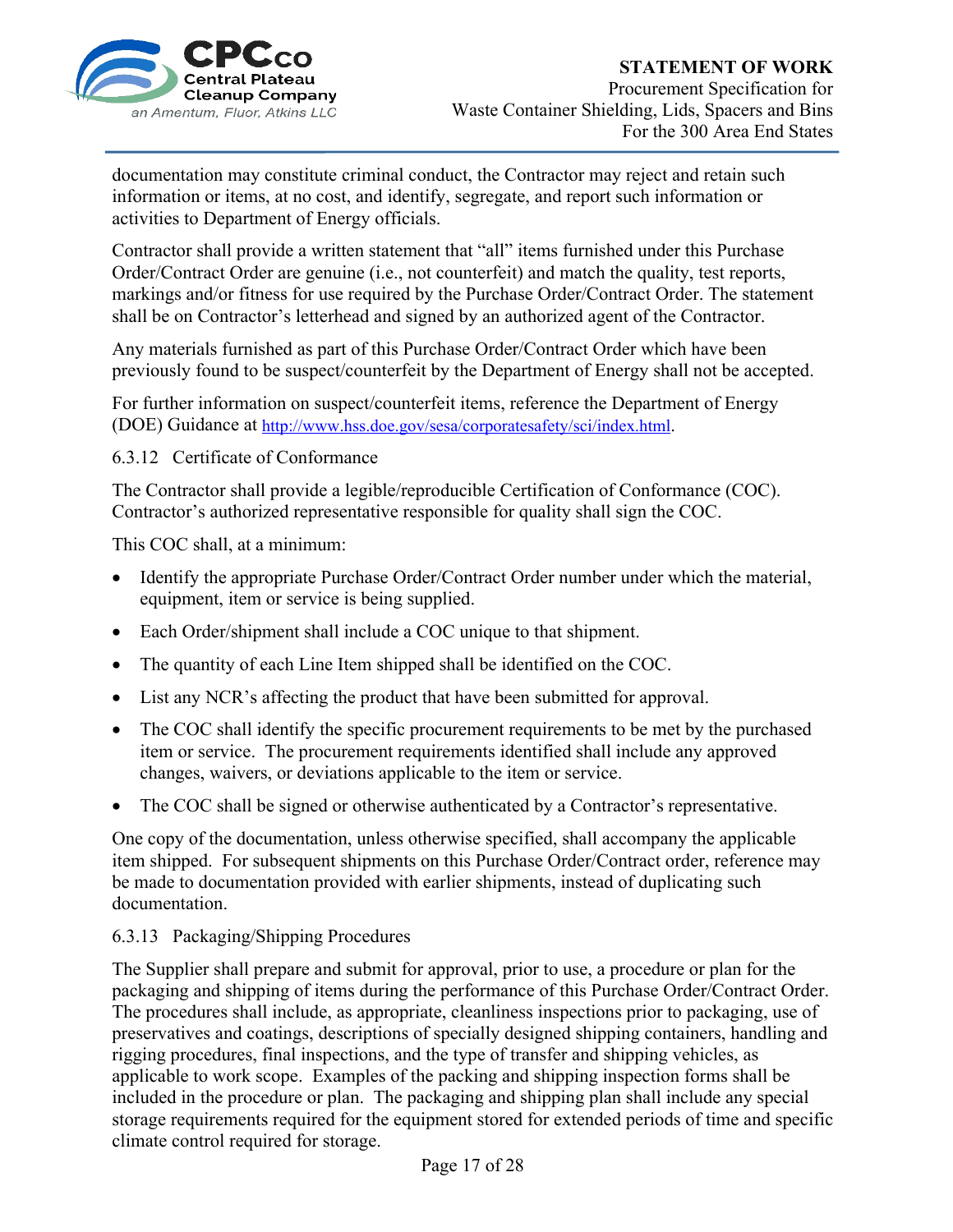documentation may constitute criminal conduct, the Contractor may reject and retain such information or items, at no cost, and identify, segregate, and report such information or activities to Department of Energy officials.

Contractor shall provide a written statement that "all" items furnished under this Purchase Order/Contract Order are genuine (i.e., not counterfeit) and match the quality, test reports, markings and/or fitness for use required by the Purchase Order/Contract Order. The statement shall be on Contractor's letterhead and signed by an authorized agent of the Contractor.

Any materials furnished as part of this Purchase Order/Contract Order which have been previously found to be suspect/counterfeit by the Department of Energy shall not be accepted.

For further information on suspect/counterfeit items, reference the Department of Energy (DOE) Guidance at http://www.hss.doe.gov/sesa/corporatesafety/sci/index.html.

#### 6.3.12 Certificate of Conformance

The Contractor shall provide a legible/reproducible Certification of Conformance (COC). Contractor's authorized representative responsible for quality shall sign the COC.

This COC shall, at a minimum:

- Identify the appropriate Purchase Order/Contract Order number under which the material, equipment, item or service is being supplied.
- Each Order/shipment shall include a COC unique to that shipment.
- The quantity of each Line Item shipped shall be identified on the COC.
- List any NCR's affecting the product that have been submitted for approval.
- The COC shall identify the specific procurement requirements to be met by the purchased item or service. The procurement requirements identified shall include any approved changes, waivers, or deviations applicable to the item or service.
- The COC shall be signed or otherwise authenticated by a Contractor's representative.

One copy of the documentation, unless otherwise specified, shall accompany the applicable item shipped. For subsequent shipments on this Purchase Order/Contract order, reference may be made to documentation provided with earlier shipments, instead of duplicating such documentation.

#### 6.3.13 Packaging/Shipping Procedures

The Supplier shall prepare and submit for approval, prior to use, a procedure or plan for the packaging and shipping of items during the performance of this Purchase Order/Contract Order. The procedures shall include, as appropriate, cleanliness inspections prior to packaging, use of preservatives and coatings, descriptions of specially designed shipping containers, handling and rigging procedures, final inspections, and the type of transfer and shipping vehicles, as applicable to work scope. Examples of the packing and shipping inspection forms shall be included in the procedure or plan. The packaging and shipping plan shall include any special storage requirements required for the equipment stored for extended periods of time and specific climate control required for storage.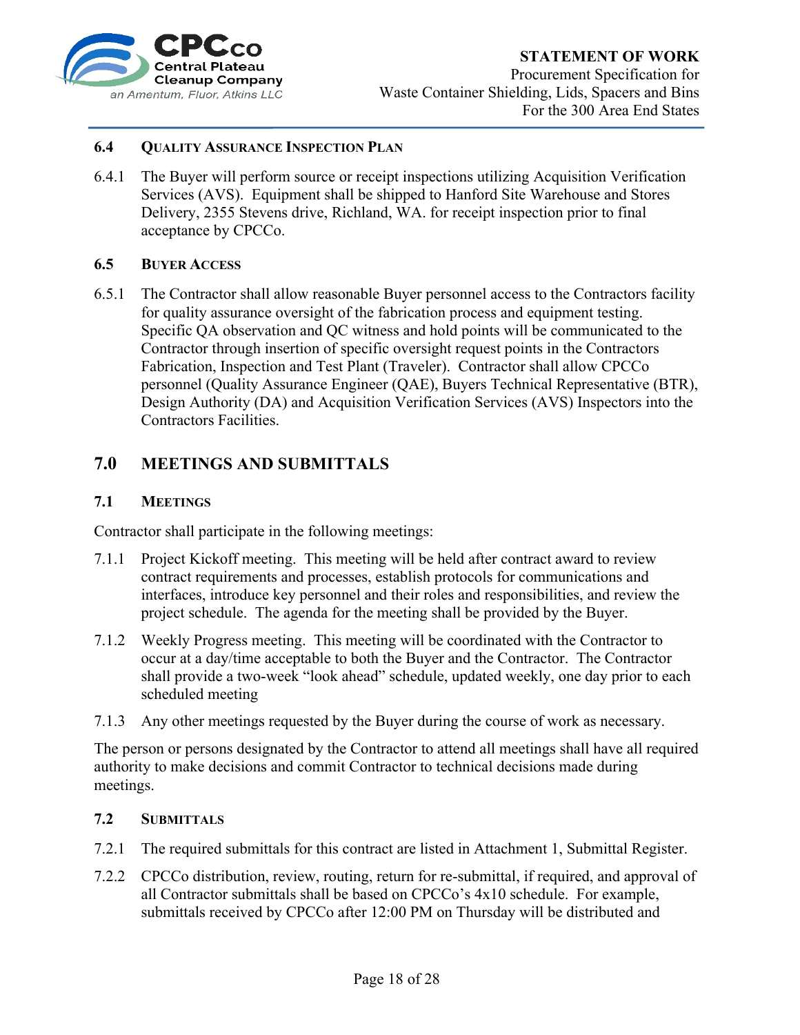### 6.4 Quality Assurance Inspection Plan

6.4.1 The Buyer will perform source or receipt inspections utilizing Acquisition Verification Services (AVS). Equipment shall be shipped to Hanford Site Warehouse and Stores Delivery, 2355 Stevens drive, Richland, WA. for receipt inspection prior to final acceptance by CPCCo.

### 6.5 Buyer Access

6.5.1 The Contractor shall allow reasonable Buyer personnel access to the Contractors facility for quality assurance oversight of the fabrication process and equipment testing. Specific QA observation and QC witness and hold points will be communicated to the Contractor through insertion of specific oversight request points in the Contractors Fabrication, Inspection and Test Plant (Traveler). Contractor shall allow CPCCo personnel (Quality Assurance Engineer (QAE), Buyers Technical Representative (BTR), Design Authority (DA) and Acquisition Verification Services (AVS) Inspectors into the Contractors Facilities.

## 7.0 MEETINGS AND SUBMITTALS

### 7.1 Meetings

Contractor shall participate in the following meetings:

7.1.1 Project Kickoff meeting. This meeting will be held after contract award to review contract requirements and processes, establish protocols for communications and interfaces, introduce key personnel and their roles and responsibilities, and review the project schedule. The agenda for the meeting shall be provided by the Buyer.

7.1.2 Weekly Progress meeting. This meeting will be coordinated with the Contractor to occur at a day/time acceptable to both the Buyer and the Contractor. The Contractor shall provide a two-week "look ahead" schedule, updated weekly, one day prior to each scheduled meeting

7.1.3 Any other meetings requested by the Buyer during the course of work as necessary.

The person or persons designated by the Contractor to attend all meetings shall have all required authority to make decisions and commit Contractor to technical decisions made during meetings.

### 7.2 Submittals

7.2.1 The required submittals for this contract are listed in Attachment 1, Submittal Register.

7.2.2 CPCCo distribution, review, routing, return for re-submittal, if required, and approval of all Contractor submittals shall be based on CPCCo's 4x10 schedule. For example, submittals received by CPCCo after 12:00 PM on Thursday will be distributed and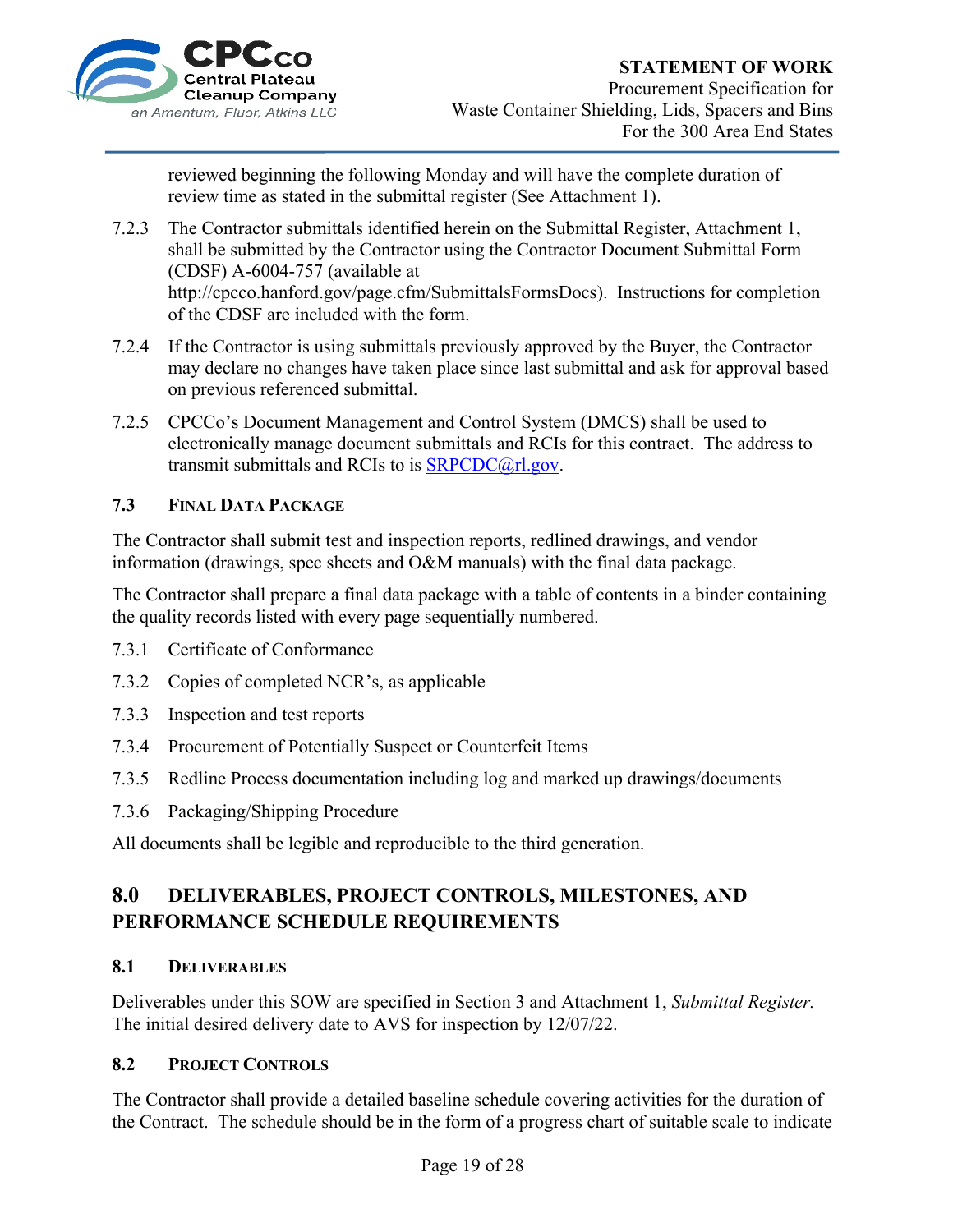reviewed beginning the following Monday and will have the complete duration of review time as stated in the submittal register (See Attachment 1).

7.2.3 The Contractor submittals identified herein on the Submittal Register, Attachment 1, shall be submitted by the Contractor using the Contractor Document Submittal Form (CDSF) A-6004-757 (available at http://cpcco.hanford.gov/page.cfm/SubmittalsFormsDocs). Instructions for completion of the CDSF are included with the form.

7.2.4 If the Contractor is using submittals previously approved by the Buyer, the Contractor may declare no changes have taken place since last submittal and ask for approval based on previous referenced submittal.

7.2.5 CPCCo's Document Management and Control System (DMCS) shall be used to electronically manage document submittals and RCIs for this contract. The address to transmit submittals and RCIs to is SRPCDC@rl.gov.

### 7.3 Final Data Package

The Contractor shall submit test and inspection reports, redlined drawings, and vendor information (drawings, spec sheets and O&M manuals) with the final data package.

The Contractor shall prepare a final data package with a table of contents in a binder containing the quality records listed with every page sequentially numbered.

7.3.1 Certificate of Conformance

7.3.2 Copies of completed NCR's, as applicable

7.3.3 Inspection and test reports

7.3.4 Procurement of Potentially Suspect or Counterfeit Items

7.3.5 Redline Process documentation including log and marked up drawings/documents

7.3.6 Packaging/Shipping Procedure

All documents shall be legible and reproducible to the third generation.

## 8.0 DELIVERABLES, PROJECT CONTROLS, MILESTONES, AND PERFORMANCE SCHEDULE REQUIREMENTS

### 8.1 Deliverables

Deliverables under this SOW are specified in Section 3 and Attachment 1, *Submittal Register.* The initial desired delivery date to AVS for inspection by 12/07/22.

### 8.2 Project Controls

The Contractor shall provide a detailed baseline schedule covering activities for the duration of the Contract. The schedule should be in the form of a progress chart of suitable scale to indicate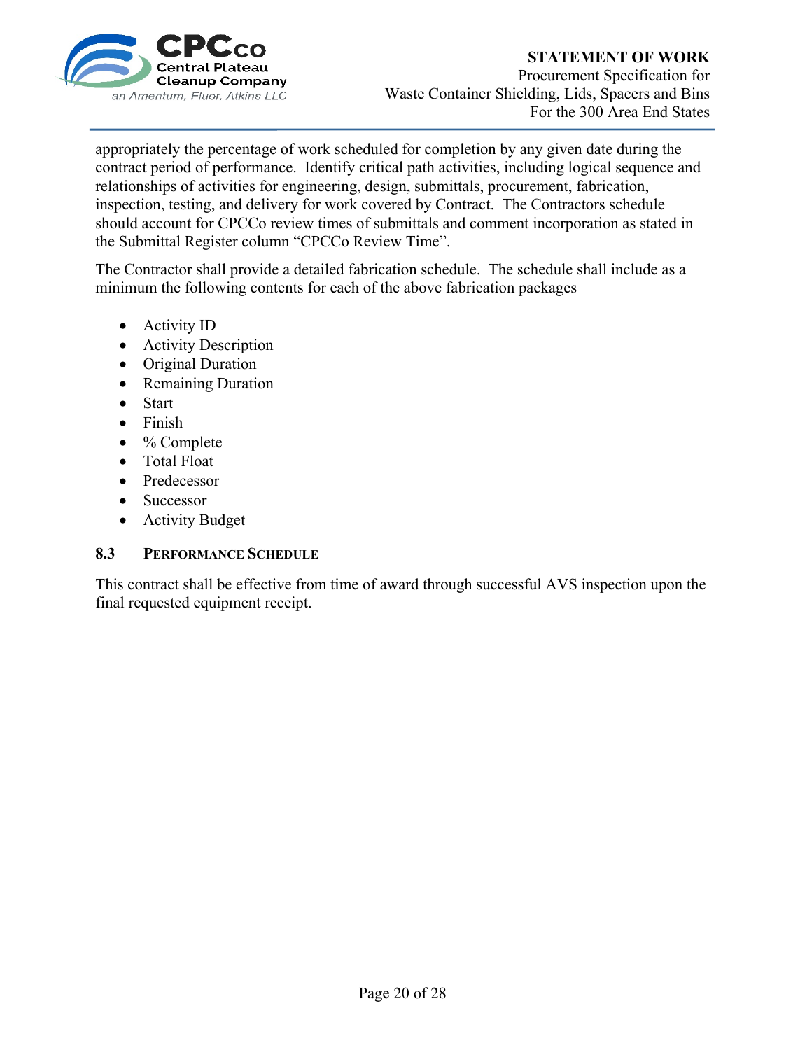appropriately the percentage of work scheduled for completion by any given date during the contract period of performance. Identify critical path activities, including logical sequence and relationships of activities for engineering, design, submittals, procurement, fabrication, inspection, testing, and delivery for work covered by Contract. The Contractors schedule should account for CPCCo review times of submittals and comment incorporation as stated in the Submittal Register column "CPCCo Review Time".

The Contractor shall provide a detailed fabrication schedule. The schedule shall include as a minimum the following contents for each of the above fabrication packages

- Activity ID
- Activity Description
- Original Duration
- Remaining Duration
- Start
- Finish
- % Complete
- Total Float
- Predecessor
- Successor
- Activity Budget

### 8.3 PERFORMANCE SCHEDULE

This contract shall be effective from time of award through successful AVS inspection upon the final requested equipment receipt.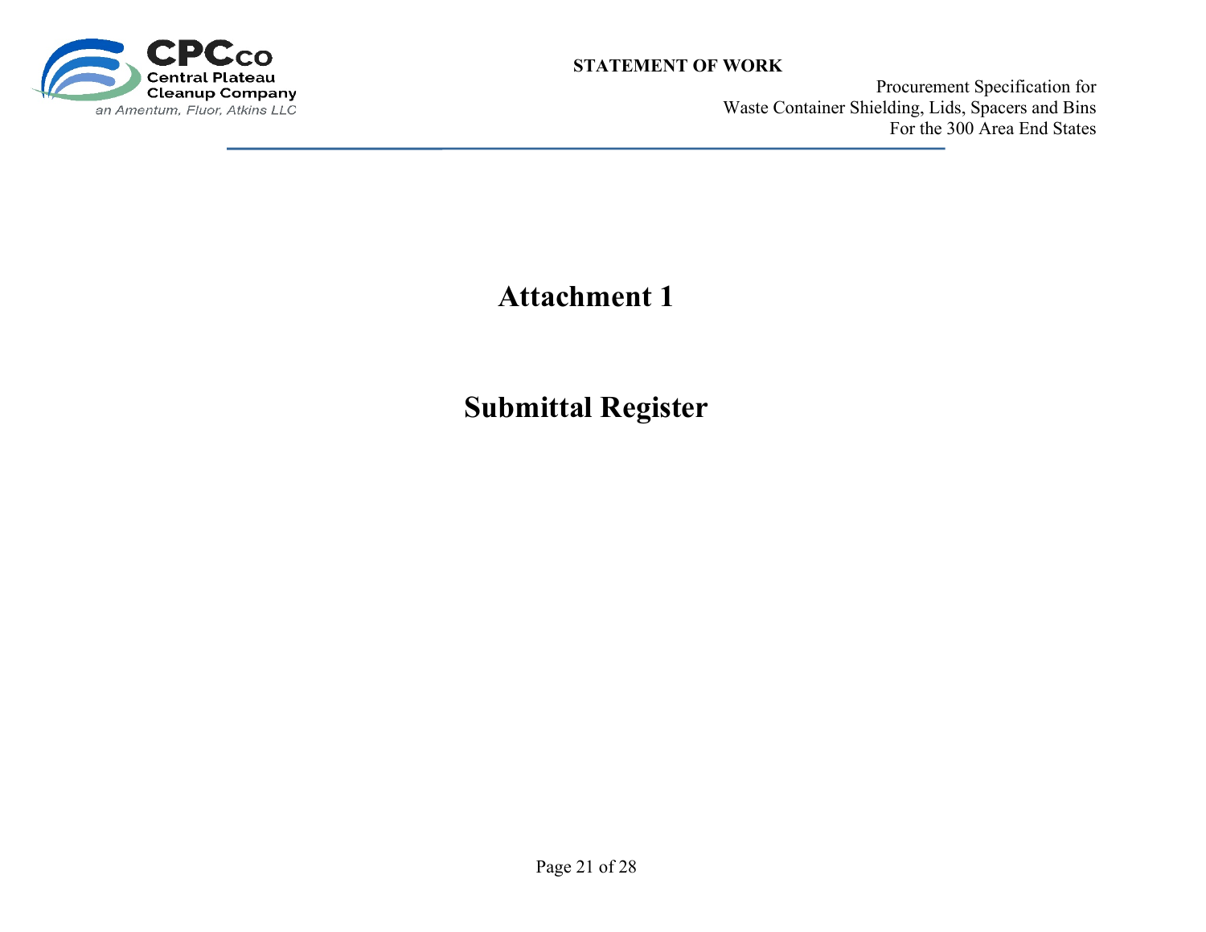# Attachment 1

# Submittal Register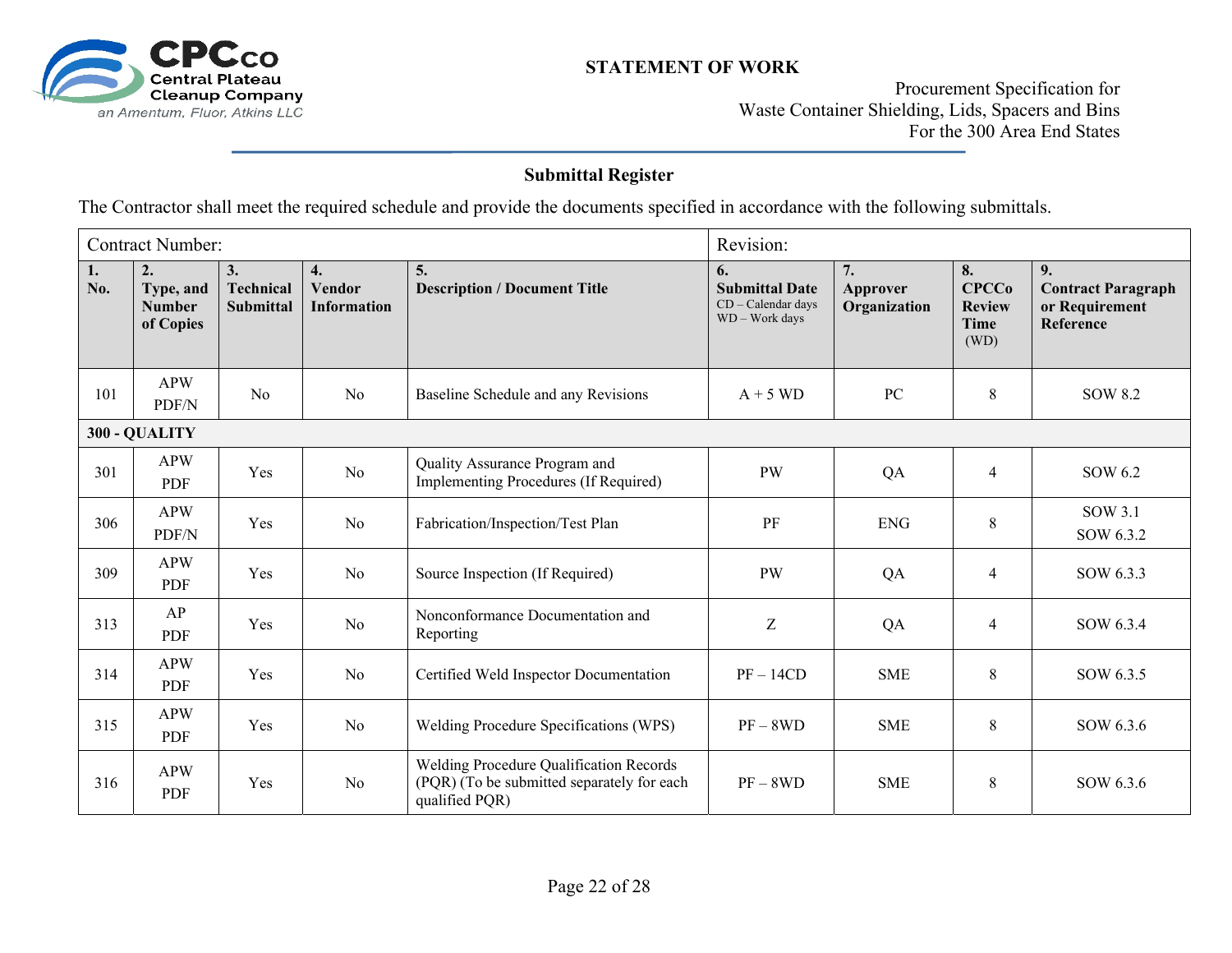## Submittal Register

The Contractor shall meet the required schedule and provide the documents specified in accordance with the following submittals.

| Contract Number: | | | | | Revision: | | | |
|---|---|---|---|---|---|---|---|---|
| **1. No.** | **2. Type, and Number of Copies** | **3. Technical Submittal** | **4. Vendor Information** | **5. Description / Document Title** | **6. Submittal Date** CD – Calendar days WD – Work days | **7. Approver Organization** | **8. CPCCo Review Time** (WD) | **9. Contract Paragraph or Requirement Reference** |
| 101 | APW PDF/N | No | No | Baseline Schedule and any Revisions | A + 5 WD | PC | 8 | SOW 8.2 |
| **300 - QUALITY** | | | | | | | | |
| 301 | APW PDF | Yes | No | Quality Assurance Program and Implementing Procedures (If Required) | PW | QA | 4 | SOW 6.2 |
| 306 | APW PDF/N | Yes | No | Fabrication/Inspection/Test Plan | PF | ENG | 8 | SOW 3.1 SOW 6.3.2 |
| 309 | APW PDF | Yes | No | Source Inspection (If Required) | PW | QA | 4 | SOW 6.3.3 |
| 313 | AP PDF | Yes | No | Nonconformance Documentation and Reporting | Z | QA | 4 | SOW 6.3.4 |
| 314 | APW PDF | Yes | No | Certified Weld Inspector Documentation | PF – 14CD | SME | 8 | SOW 6.3.5 |
| 315 | APW PDF | Yes | No | Welding Procedure Specifications (WPS) | PF – 8WD | SME | 8 | SOW 6.3.6 |
| 316 | APW PDF | Yes | No | Welding Procedure Qualification Records (PQR) (To be submitted separately for each qualified PQR) | PF – 8WD | SME | 8 | SOW 6.3.6 |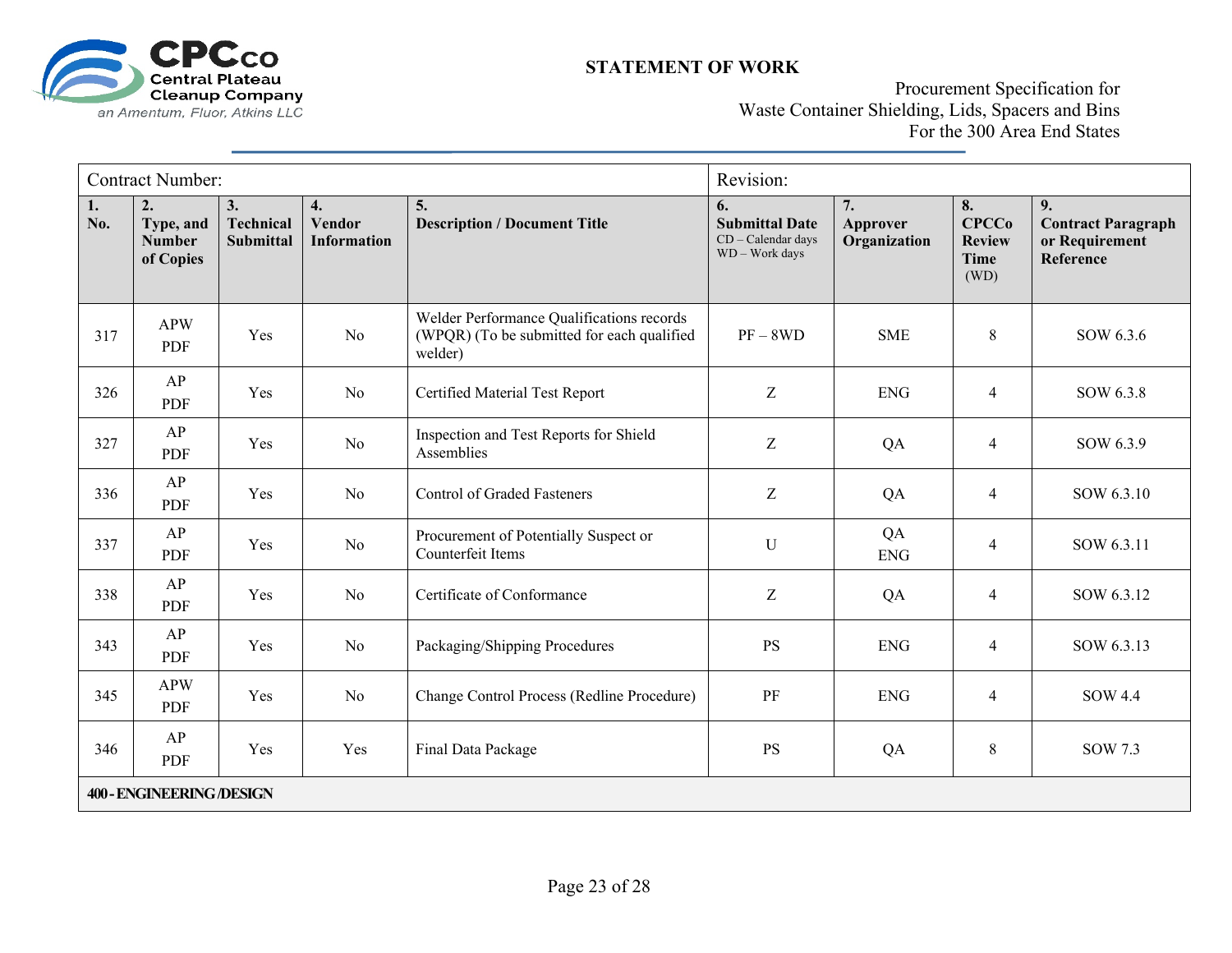**STATEMENT OF WORK**

Procurement Specification for
Waste Container Shielding, Lids, Spacers and Bins
For the 300 Area End States

| Contract Number: | | | | | Revision: | | | |
|---|---|---|---|---|---|---|---|---|
| **1. No.** | **2. Type, and Number of Copies** | **3. Technical Submittal** | **4. Vendor Information** | **5. Description / Document Title** | **6. Submittal Date** CD – Calendar days WD – Work days | **7. Approver Organization** | **8. CPCCo Review Time** (WD) | **9. Contract Paragraph or Requirement Reference** |
| 317 | APW PDF | Yes | No | Welder Performance Qualifications records (WPQR) (To be submitted for each qualified welder) | PF – 8WD | SME | 8 | SOW 6.3.6 |
| 326 | AP PDF | Yes | No | Certified Material Test Report | Z | ENG | 4 | SOW 6.3.8 |
| 327 | AP PDF | Yes | No | Inspection and Test Reports for Shield Assemblies | Z | QA | 4 | SOW 6.3.9 |
| 336 | AP PDF | Yes | No | Control of Graded Fasteners | Z | QA | 4 | SOW 6.3.10 |
| 337 | AP PDF | Yes | No | Procurement of Potentially Suspect or Counterfeit Items | U | QA ENG | 4 | SOW 6.3.11 |
| 338 | AP PDF | Yes | No | Certificate of Conformance | Z | QA | 4 | SOW 6.3.12 |
| 343 | AP PDF | Yes | No | Packaging/Shipping Procedures | PS | ENG | 4 | SOW 6.3.13 |
| 345 | APW PDF | Yes | No | Change Control Process (Redline Procedure) | PF | ENG | 4 | SOW 4.4 |
| 346 | AP PDF | Yes | Yes | Final Data Package | PS | QA | 8 | SOW 7.3 |
| **400 - ENGINEERING /DESIGN** | | | | | | | | |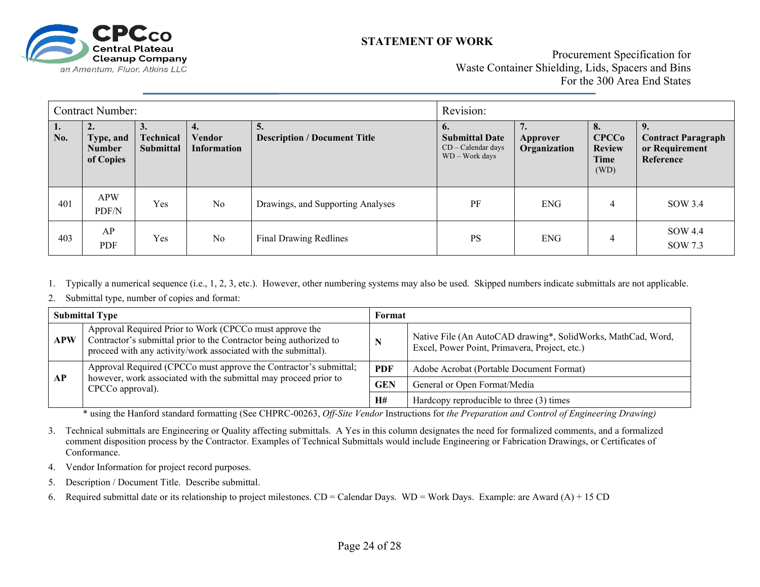# STATEMENT OF WORK

Procurement Specification for
Waste Container Shielding, Lids, Spacers and Bins
For the 300 Area End States

| Contract Number: | | | | | Revision: | | | |
|---|---|---|---|---|---|---|---|---|
| **1. No.** | **2. Type, and Number of Copies** | **3. Technical Submittal** | **4. Vendor Information** | **5. Description / Document Title** | **6. Submittal Date** CD – Calendar days WD – Work days | **7. Approver Organization** | **8. CPCCo Review Time** (WD) | **9. Contract Paragraph or Requirement Reference** |
| 401 | APW PDF/N | Yes | No | Drawings, and Supporting Analyses | PF | ENG | 4 | SOW 3.4 |
| 403 | AP PDF | Yes | No | Final Drawing Redlines | PS | ENG | 4 | SOW 4.4 SOW 7.3 |

1. Typically a numerical sequence (i.e., 1, 2, 3, etc.). However, other numbering systems may also be used. Skipped numbers indicate submittals are not applicable.
2. Submittal type, number of copies and format:

| **Submittal Type** | | **Format** | |
|---|---|---|---|
| **APW** | Approval Required Prior to Work (CPCCo must approve the Contractor's submittal prior to the Contractor being authorized to proceed with any activity/work associated with the submittal). | **N** | Native File (An AutoCAD drawing*, SolidWorks, MathCad, Word, Excel, Power Point, Primavera, Project, etc.) |
| **AP** | Approval Required (CPCCo must approve the Contractor's submittal; however, work associated with the submittal may proceed prior to CPCCo approval). | **PDF** | Adobe Acrobat (Portable Document Format) |
| | | **GEN** | General or Open Format/Media |
| | | **H#** | Hardcopy reproducible to three (3) times |

\* using the Hanford standard formatting (See CHPRC-00263, *Off-Site Vendor* Instructions for *the Preparation and Control of Engineering Drawing)*

3. Technical submittals are Engineering or Quality affecting submittals. A Yes in this column designates the need for formalized comments, and a formalized comment disposition process by the Contractor. Examples of Technical Submittals would include Engineering or Fabrication Drawings, or Certificates of Conformance.
4. Vendor Information for project record purposes.
5. Description / Document Title. Describe submittal.
6. Required submittal date or its relationship to project milestones. CD = Calendar Days. WD = Work Days. Example: are Award (A) + 15 CD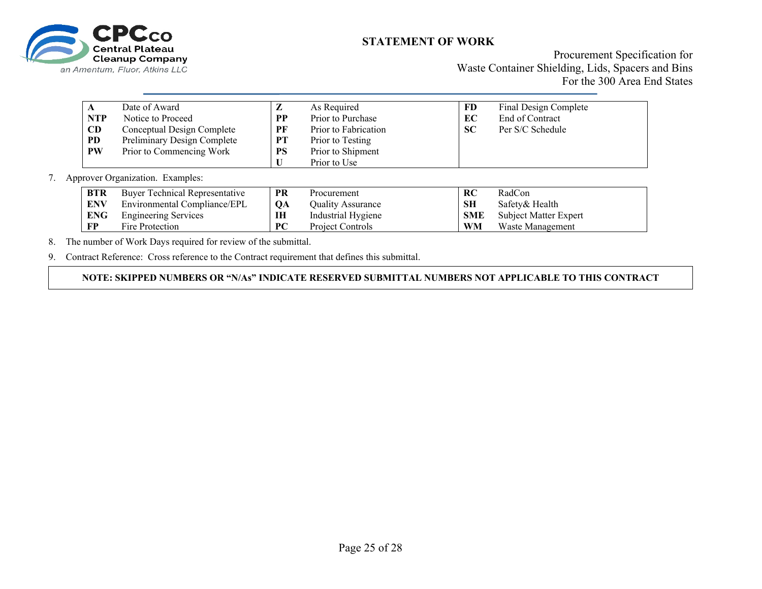| | | | | | |
|---|---|---|---|---|---|
| **A** | Date of Award | **Z** | As Required | **FD** | Final Design Complete |
| **NTP** | Notice to Proceed | **PP** | Prior to Purchase | **EC** | End of Contract |
| **CD** | Conceptual Design Complete | **PF** | Prior to Fabrication | **SC** | Per S/C Schedule |
| **PD** | Preliminary Design Complete | **PT** | Prior to Testing | | |
| **PW** | Prior to Commencing Work | **PS** | Prior to Shipment | | |
| | | **U** | Prior to Use | | |

7. Approver Organization. Examples:

| | | | | | |
|---|---|---|---|---|---|
| **BTR** | Buyer Technical Representative | **PR** | Procurement | **RC** | RadCon |
| **ENV** | Environmental Compliance/EPL | **QA** | Quality Assurance | **SH** | Safety& Health |
| **ENG** | Engineering Services | **IH** | Industrial Hygiene | **SME** | Subject Matter Expert |
| **FP** | Fire Protection | **PC** | Project Controls | **WM** | Waste Management |

8. The number of Work Days required for review of the submittal.
9. Contract Reference: Cross reference to the Contract requirement that defines this submittal.

**NOTE: SKIPPED NUMBERS OR "N/As" INDICATE RESERVED SUBMITTAL NUMBERS NOT APPLICABLE TO THIS CONTRACT**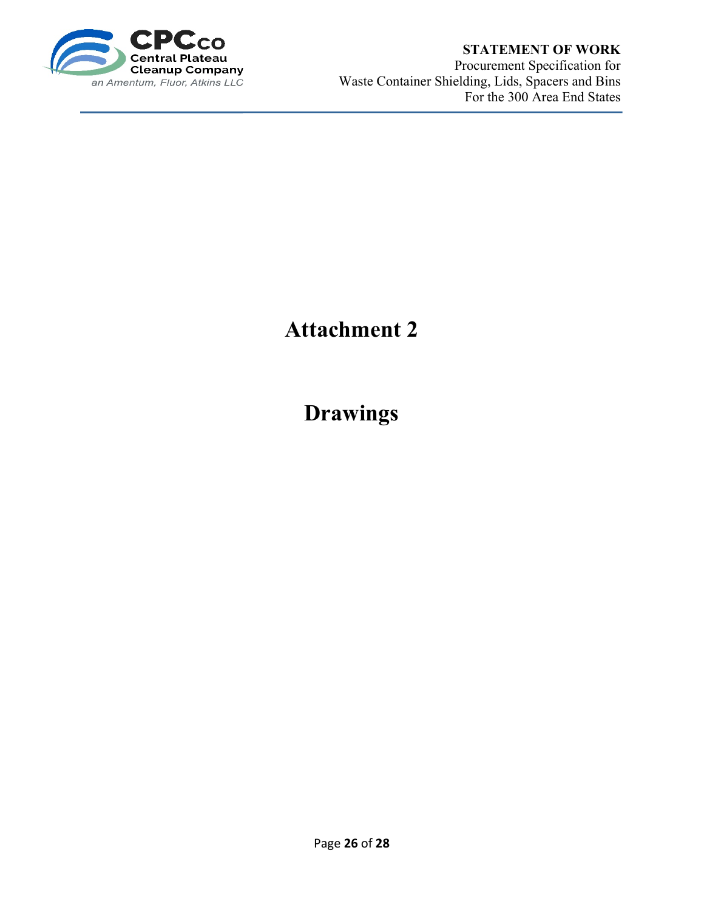# Attachment 2

# Drawings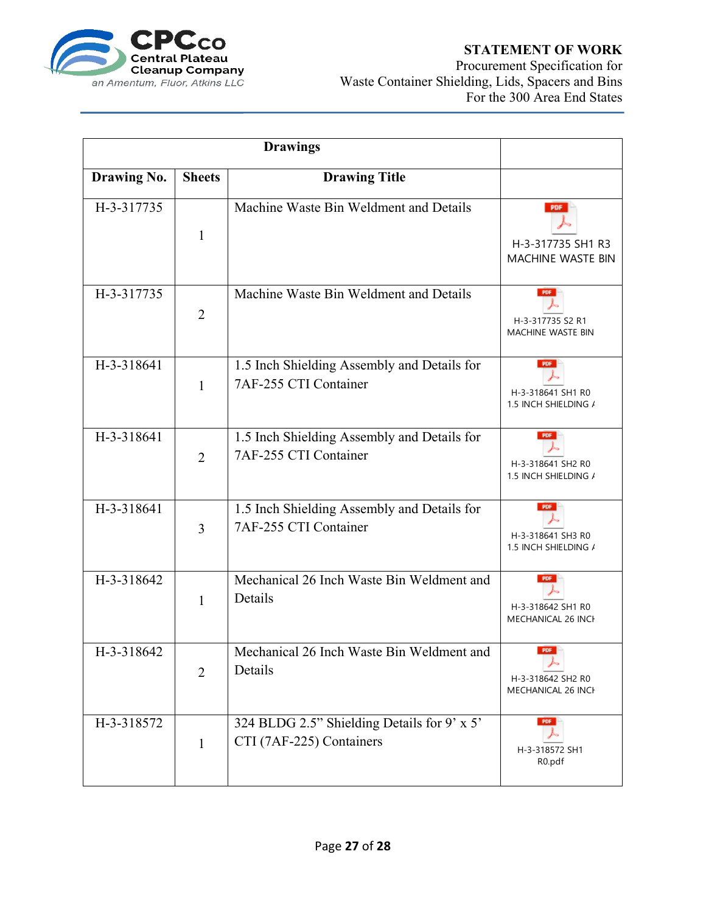| Drawings | | | |
|---|---|---|---|
| **Drawing No.** | **Sheets** | **Drawing Title** | |
| H-3-317735 | 1 | Machine Waste Bin Weldment and Details | H-3-317735 SH1 R3 MACHINE WASTE BIN |
| H-3-317735 | 2 | Machine Waste Bin Weldment and Details | H-3-317735 S2 R1 MACHINE WASTE BIN |
| H-3-318641 | 1 | 1.5 Inch Shielding Assembly and Details for 7AF-255 CTI Container | H-3-318641 SH1 R0 1.5 INCH SHIELDING A |
| H-3-318641 | 2 | 1.5 Inch Shielding Assembly and Details for 7AF-255 CTI Container | H-3-318641 SH2 R0 1.5 INCH SHIELDING A |
| H-3-318641 | 3 | 1.5 Inch Shielding Assembly and Details for 7AF-255 CTI Container | H-3-318641 SH3 R0 1.5 INCH SHIELDING A |
| H-3-318642 | 1 | Mechanical 26 Inch Waste Bin Weldment and Details | H-3-318642 SH1 R0 MECHANICAL 26 INCH |
| H-3-318642 | 2 | Mechanical 26 Inch Waste Bin Weldment and Details | H-3-318642 SH2 R0 MECHANICAL 26 INCH |
| H-3-318572 | 1 | 324 BLDG 2.5" Shielding Details for 9' x 5' CTI (7AF-225) Containers | H-3-318572 SH1 R0.pdf |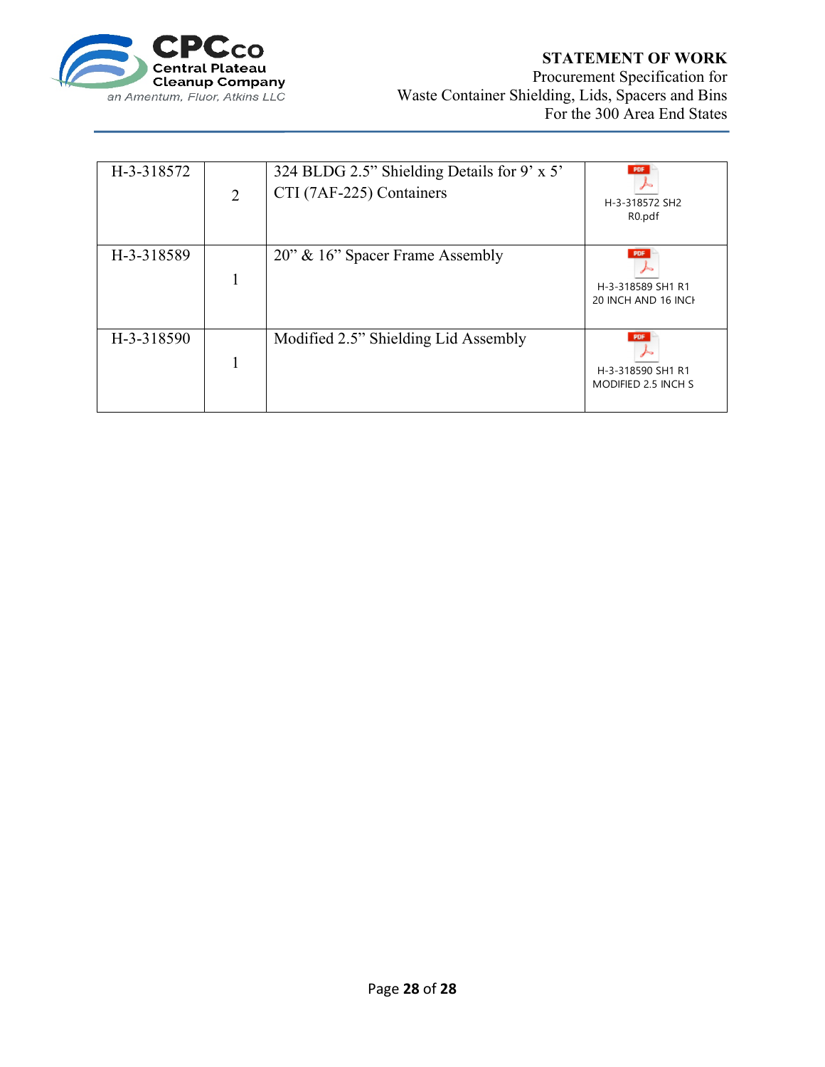| | | | |
|---|---|---|---|
| H-3-318572 | 2 | 324 BLDG 2.5” Shielding Details for 9’ x 5’ CTI (7AF-225) Containers | H-3-318572 SH2 R0.pdf |
| H-3-318589 | 1 | 20” & 16” Spacer Frame Assembly | H-3-318589 SH1 R1 20 INCH AND 16 INCH |
| H-3-318590 | 1 | Modified 2.5” Shielding Lid Assembly | H-3-318590 SH1 R1 MODIFIED 2.5 INCH S |